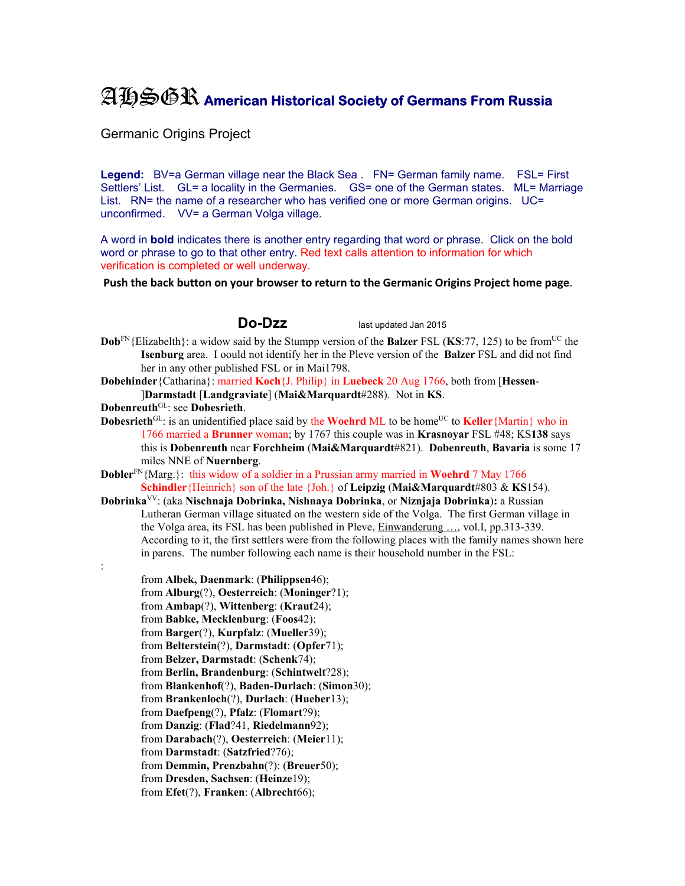# AHSGR American Historical Society of Germans From Russia

Germanic Origins Project

**Legend:** BV=a German village near the Black Sea . FN= German family name. FSL= First Settlers' List. GL= a locality in the Germanies. GS= one of the German states. ML= Marriage List. RN= the name of a researcher who has verified one or more German origins. UC= unconfirmed. VV= a German Volga village.

A word in **bold** indicates there is another entry regarding that word or phrase. Click on the bold word or phrase to go to that other entry. Red text calls attention to information for which verification is completed or well underway.

**Push the back button on your browser to return to the Germanic Origins Project home page.**

## Do-Dzz

last updated Jan 2015

**Dob**[FN]{Elizabelth}: a widow said by the Stumpp version of the **Balzer** FSL (**KS**:77, 125) to be from[UC] the **Isenburg** area. I oould not identify her in the Pleve version of the **Balzer** FSL and did not find her in any other published FSL or in Mai1798.

**Dobehinder**{Catharina}: married **Koch**{J. Philip} in **Luebeck** 20 Aug 1766, both from [**Hessen**-]**Darmstadt** [**Landgraviate**] (**Mai&Marquardt**#288). Not in **KS**.

**Dobenreuth**[GL]: see **Dobesrieth**.

**Dobesrieth**[GL]: is an unidentified place said by the **Woehrd** ML to be home[UC] to **Keller**{Martin} who in 1766 married a **Brunner** woman; by 1767 this couple was in **Krasnoyar** FSL #48; KS**138** says this is **Dobenreuth** near **Forchheim** (**Mai&Marquardt**#821). **Dobenreuth**, **Bavaria** is some 17 miles NNE of **Nuernberg**.

**Dobler**[FN]{Marg.}: this widow of a soldier in a Prussian army married in **Woehrd** 7 May 1766 **Schindler**{Heinrich} son of the late {Joh.} of **Leipzig** (**Mai&Marquardt**#803 & **KS**154).

**Dobrinka**[VV]: (aka **Nischnaja Dobrinka**, **Nishnaya Dobrinka**, or **Niznjaja Dobrinka**)**:** a Russian Lutheran German village situated on the western side of the Volga. The first German village in the Volga area, its FSL has been published in Pleve, Einwanderung …, vol.I, pp.313-339. According to it, the first settlers were from the following places with the family names shown here in parens. The number following each name is their household number in the FSL:

:

- from **Albek, Daenmark**: (**Philippsen**46);
- from **Alburg**(?), **Oesterreich**: (**Moninger**?1);
- from **Ambap**(?), **Wittenberg**: (**Kraut**24);
- from **Babke, Mecklenburg**: (**Foos**42);
- from **Barger**(?), **Kurpfalz**: (**Mueller**39);
- from **Belterstein**(?), **Darmstadt**: (**Opfer**71);
- from **Belzer, Darmstadt**: (**Schenk**74);
- from **Berlin, Brandenburg**: (**Schintwelt**?28);
- from **Blankenhof**(?), **Baden-Durlach**: (**Simon**30);
- from **Brankenloch**(?), **Durlach**: (**Hueber**13);
- from **Daefpeng**(?), **Pfalz**: (**Flomart**?9);
- from **Danzig**: (**Flad**?41, **Riedelmann**92);
- from **Darabach**(?), **Oesterreich**: (**Meier**11);
- from **Darmstadt**: (**Satzfried**?76);
- from **Demmin, Prenzbahn**(?): (**Breuer**50);
- from **Dresden, Sachsen**: (**Heinze**19);
- from **Efet**(?), **Franken**: (**Albrecht**66);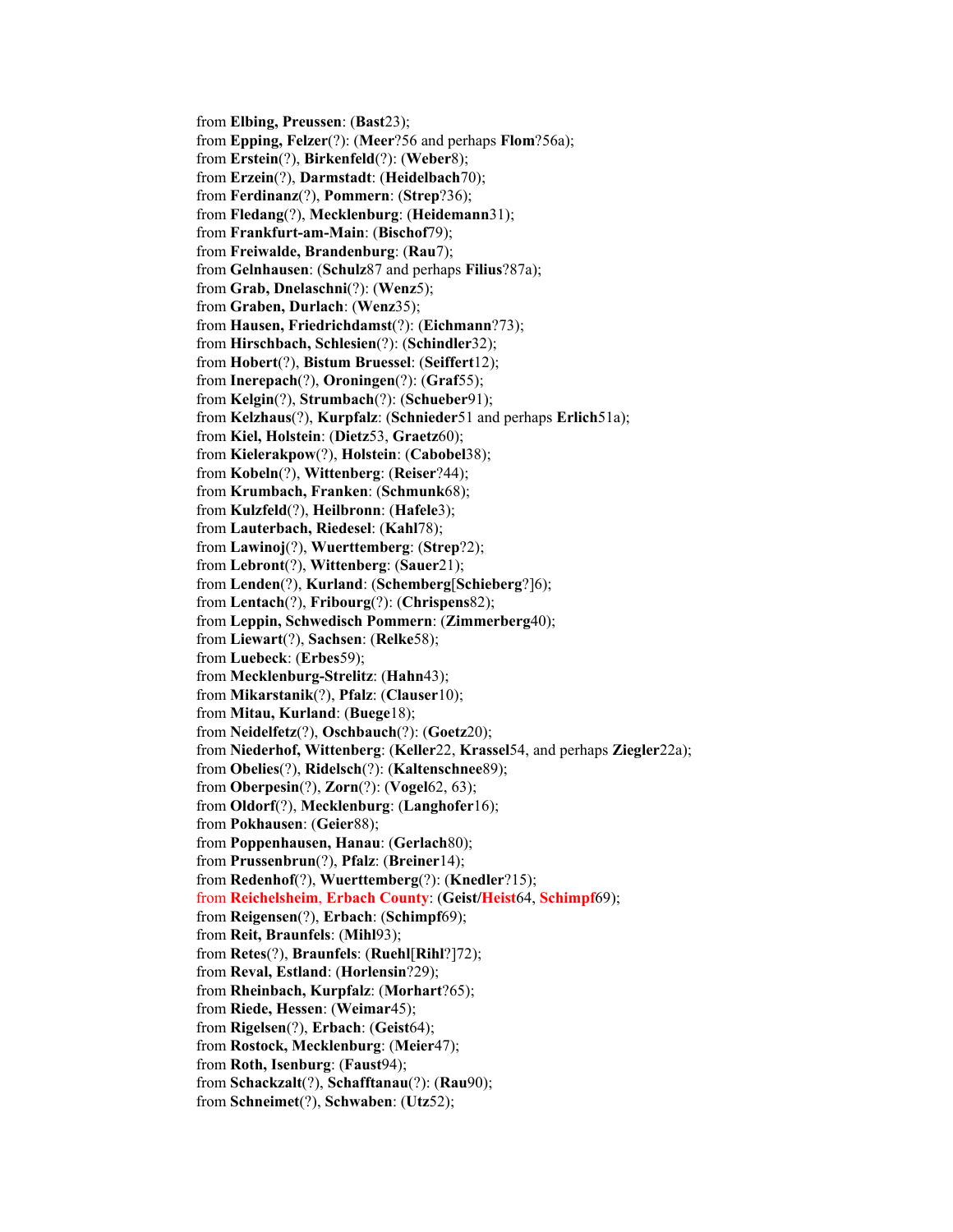from **Elbing, Preussen**: (**Bast**23);
from **Epping, Felzer**(?): (**Meer**?56 and perhaps **Flom**?56a);
from **Erstein**(?), **Birkenfeld**(?): (**Weber**8);
from **Erzein**(?), **Darmstadt**: (**Heidelbach**70);
from **Ferdinanz**(?), **Pommern**: (**Strep**?36);
from **Fledang**(?), **Mecklenburg**: (**Heidemann**31);
from **Frankfurt-am-Main**: (**Bischof**79);
from **Freiwalde, Brandenburg**: (**Rau**7);
from **Gelnhausen**: (**Schulz**87 and perhaps **Filius**?87a);
from **Grab, Dnelaschni**(?): (**Wenz**5);
from **Graben, Durlach**: (**Wenz**35);
from **Hausen, Friedrichdamst**(?): (**Eichmann**?73);
from **Hirschbach, Schlesien**(?): (**Schindler**32);
from **Hobert**(?), **Bistum Bruessel**: (**Seiffert**12);
from **Inerepach**(?), **Oroningen**(?): (**Graf**55);
from **Kelgin**(?), **Strumbach**(?): (**Schueber**91);
from **Kelzhaus**(?), **Kurpfalz**: (**Schnieder**51 and perhaps **Erlich**51a);
from **Kiel, Holstein**: (**Dietz**53, **Graetz**60);
from **Kielerakpow**(?), **Holstein**: (**Cabobel**38);
from **Kobeln**(?), **Wittenberg**: (**Reiser**?44);
from **Krumbach, Franken**: (**Schmunk**68);
from **Kulzfeld**(?), **Heilbronn**: (**Hafele**3);
from **Lauterbach, Riedesel**: (**Kahl**78);
from **Lawinoj**(?), **Wuerttemberg**: (**Strep**?2);
from **Lebront**(?), **Wittenberg**: (**Sauer**21);
from **Lenden**(?), **Kurland**: (**Schemberg**[**Schieberg**?]6);
from **Lentach**(?), **Fribourg**(?): (**Chrispens**82);
from **Leppin, Schwedisch Pommern**: (**Zimmerberg**40);
from **Liewart**(?), **Sachsen**: (**Relke**58);
from **Luebeck**: (**Erbes**59);
from **Mecklenburg-Strelitz**: (**Hahn**43);
from **Mikarstanik**(?), **Pfalz**: (**Clauser**10);
from **Mitau, Kurland**: (**Buege**18);
from **Neidelfetz**(?), **Oschbauch**(?): (**Goetz**20);
from **Niederhof, Wittenberg**: (**Keller**22, **Krassel**54, and perhaps **Ziegler**22a);
from **Obelies**(?), **Ridelsch**(?): (**Kaltenschnee**89);
from **Oberpesin**(?), **Zorn**(?): (**Vogel**62, 63);
from **Oldorf**(?), **Mecklenburg**: (**Langhofer**16);
from **Pokhausen**: (**Geier**88);
from **Poppenhausen, Hanau**: (**Gerlach**80);
from **Prussenbrun**(?), **Pfalz**: (**Breiner**14);
from **Redenhof**(?), **Wuerttemberg**(?): (**Knedler**?15);
from **Reichelsheim, Erbach County**: (**Geist/Heist**64, **Schimpf**69);
from **Reigensen**(?), **Erbach**: (**Schimpf**69);
from **Reit, Braunfels**: (**Mihl**93);
from **Retes**(?), **Braunfels**: (**Ruehl**[**Rihl**?]72);
from **Reval, Estland**: (**Horlensin**?29);
from **Rheinbach, Kurpfalz**: (**Morhart**?65);
from **Riede, Hessen**: (**Weimar**45);
from **Rigelsen**(?), **Erbach**: (**Geist**64);
from **Rostock, Mecklenburg**: (**Meier**47);
from **Roth, Isenburg**: (**Faust**94);
from **Schackzalt**(?), **Schafftanau**(?): (**Rau**90);
from **Schneimet**(?), **Schwaben**: (**Utz**52);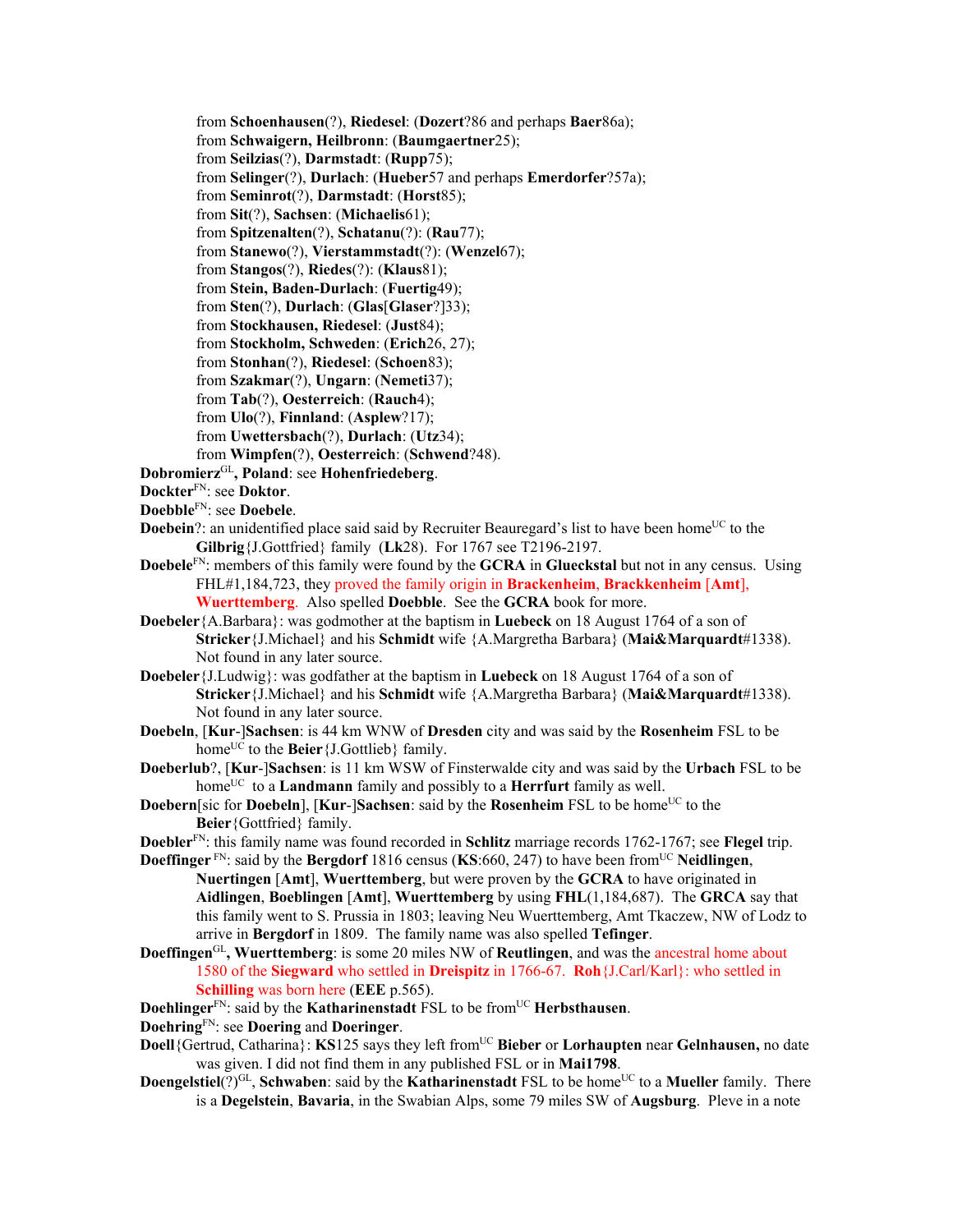from **Schoenhausen**(?), **Riedesel**: (**Dozert**?86 and perhaps **Baer**86a);
from **Schwaigern, Heilbronn**: (**Baumgaertner**25);
from **Seilzias**(?), **Darmstadt**: (**Rupp**75);
from **Selinger**(?), **Durlach**: (**Hueber**57 and perhaps **Emerdorfer**?57a);
from **Seminrot**(?), **Darmstadt**: (**Horst**85);
from **Sit**(?), **Sachsen**: (**Michaelis**61);
from **Spitzenalten**(?), **Schatanu**(?): (**Rau**77);
from **Stanewo**(?), **Vierstammstadt**(?): (**Wenzel**67);
from **Stangos**(?), **Riedes**(?): (**Klaus**81);
from **Stein, Baden-Durlach**: (**Fuertig**49);
from **Sten**(?), **Durlach**: (**Glas**[**Glaser**?]33);
from **Stockhausen, Riedesel**: (**Just**84);
from **Stockholm, Schweden**: (**Erich**26, 27);
from **Stonhan**(?), **Riedesel**: (**Schoen**83);
from **Szakmar**(?), **Ungarn**: (**Nemeti**37);
from **Tab**(?), **Oesterreich**: (**Rauch**4);
from **Ulo**(?), **Finnland**: (**Asplew**?17);
from **Uwettersbach**(?), **Durlach**: (**Utz**34);
from **Wimpfen**(?), **Oesterreich**: (**Schwend**?48).

**Dobromierz**GL**, Poland**: see **Hohenfriedeberg**.

**Dockter**FN: see **Doktor**.

**Doebble**FN: see **Doebele**.

**Doebein**?: an unidentified place said said by Recruiter Beauregard's list to have been homeUC to the **Gilbrig**{J.Gottfried} family (**Lk**28). For 1767 see T2196-2197.

**Doebele**FN: members of this family were found by the **GCRA** in **Glueckstal** but not in any census. Using FHL#1,184,723, they proved the family origin in **Brackenheim**, **Brackkenheim** [**Amt**], **Wuerttemberg**. Also spelled **Doebble**. See the **GCRA** book for more.

**Doebeler**{A.Barbara}: was godmother at the baptism in **Luebeck** on 18 August 1764 of a son of **Stricker**{J.Michael} and his **Schmidt** wife {A.Margretha Barbara} (**Mai&Marquardt**#1338). Not found in any later source.

**Doebeler**{J.Ludwig}: was godfather at the baptism in **Luebeck** on 18 August 1764 of a son of **Stricker**{J.Michael} and his **Schmidt** wife {A.Margretha Barbara} (**Mai&Marquardt**#1338). Not found in any later source.

**Doebeln**, [**Kur**-]**Sachsen**: is 44 km WNW of **Dresden** city and was said by the **Rosenheim** FSL to be homeUC to the **Beier**{J.Gottlieb} family.

**Doeberlub**?, [**Kur**-]**Sachsen**: is 11 km WSW of Finsterwalde city and was said by the **Urbach** FSL to be homeUC to a **Landmann** family and possibly to a **Herrfurt** family as well.

**Doebern**[sic for **Doebeln**], [**Kur**-]**Sachsen**: said by the **Rosenheim** FSL to be homeUC to the **Beier**{Gottfried} family.

**Doebler**FN: this family name was found recorded in **Schlitz** marriage records 1762-1767; see **Flegel** trip.

**Doeffinger** FN: said by the **Bergdorf** 1816 census (**KS**:660, 247) to have been fromUC **Neidlingen**, **Nuertingen** [**Amt**], **Wuerttemberg**, but were proven by the **GCRA** to have originated in **Aidlingen**, **Boeblingen** [**Amt**], **Wuerttemberg** by using **FHL**(1,184,687). The **GRCA** say that this family went to S. Prussia in 1803; leaving Neu Wuerttemberg, Amt Tkaczew, NW of Lodz to arrive in **Bergdorf** in 1809. The family name was also spelled **Tefinger**.

**Doeffingen**GL**, Wuerttemberg**: is some 20 miles NW of **Reutlingen**, and was the ancestral home about 1580 of the **Siegward** who settled in **Dreispitz** in 1766-67. **Roh**{J.Carl/Karl}: who settled in **Schilling** was born here (**EEE** p.565).

**Doehlinger**FN: said by the **Katharinenstadt** FSL to be fromUC **Herbsthausen**.

**Doehring**FN: see **Doering** and **Doeringer**.

**Doell**{Gertrud, Catharina}: **KS**125 says they left fromUC **Bieber** or **Lorhaupten** near **Gelnhausen,** no date was given. I did not find them in any published FSL or in **Mai1798**.

**Doengelstiel**(?)GL, **Schwaben**: said by the **Katharinenstadt** FSL to be homeUC to a **Mueller** family. There is a **Degelstein**, **Bavaria**, in the Swabian Alps, some 79 miles SW of **Augsburg**. Pleve in a note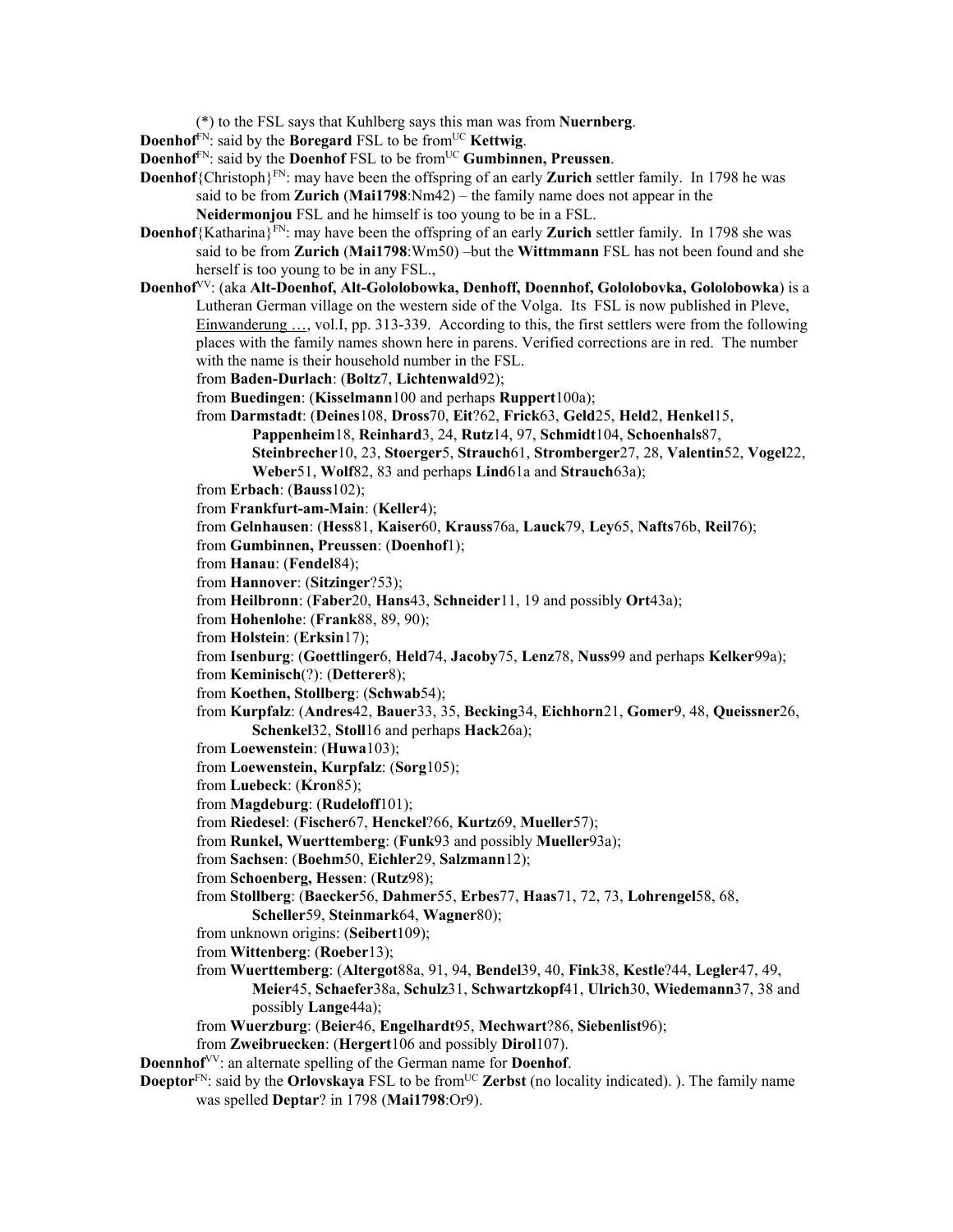(*) to the FSL says that Kuhlberg says this man was from **Nuernberg**.

**Doenhof**[FN]: said by the **Boregard** FSL to be from[UC] **Kettwig**.

**Doenhof**[FN]: said by the **Doenhof** FSL to be from[UC] **Gumbinnen, Preussen**.

**Doenhof**{Christoph}[FN]: may have been the offspring of an early **Zurich** settler family. In 1798 he was said to be from **Zurich** (**Mai1798**:Nm42) – the family name does not appear in the **Neidermonjou** FSL and he himself is too young to be in a FSL.

**Doenhof**{Katharina}[FN]: may have been the offspring of an early **Zurich** settler family. In 1798 she was said to be from **Zurich** (**Mai1798**:Wm50) –but the **Wittmmann** FSL has not been found and she herself is too young to be in any FSL.,

**Doenhof**[VV]: (aka **Alt-Doenhof, Alt-Gololobowka, Denhoff, Doennhof, Gololobovka, Gololobowka**) is a Lutheran German village on the western side of the Volga. Its FSL is now published in Pleve, Einwanderung …, vol.I, pp. 313-339. According to this, the first settlers were from the following places with the family names shown here in parens. Verified corrections are in red. The number with the name is their household number in the FSL.

- from **Baden-Durlach**: (**Boltz**7, **Lichtenwald**92);
- from **Buedingen**: (**Kisselmann**100 and perhaps **Ruppert**100a);
- from **Darmstadt**: (**Deines**108, **Dross**70, **Eit**?62, **Frick**63, **Geld**25, **Held**2, **Henkel**15, **Pappenheim**18, **Reinhard**3, 24, **Rutz**14, 97, **Schmidt**104, **Schoenhals**87, **Steinbrecher**10, 23, **Stoerger**5, **Strauch**61, **Stromberger**27, 28, **Valentin**52, **Vogel**22, **Weber**51, **Wolf**82, 83 and perhaps **Lind**61a and **Strauch**63a);
- from **Erbach**: (**Bauss**102);
- from **Frankfurt-am-Main**: (**Keller**4);
- from **Gelnhausen**: (**Hess**81, **Kaiser**60, **Krauss**76a, **Lauck**79, **Ley**65, **Nafts**76b, **Reil**76);
- from **Gumbinnen, Preussen**: (**Doenhof**1);
- from **Hanau**: (**Fendel**84);
- from **Hannover**: (**Sitzinger**?53);
- from **Heilbronn**: (**Faber**20, **Hans**43, **Schneider**11, 19 and possibly **Ort**43a);
- from **Hohenlohe**: (**Frank**88, 89, 90);
- from **Holstein**: (**Erksin**17);
- from **Isenburg**: (**Goettlinger**6, **Held**74, **Jacoby**75, **Lenz**78, **Nuss**99 and perhaps **Kelker**99a);
- from **Keminisch**(?): (**Detterer**8);
- from **Koethen, Stollberg**: (**Schwab**54);
- from **Kurpfalz**: (**Andres**42, **Bauer**33, 35, **Becking**34, **Eichhorn**21, **Gomer**9, 48, **Queissner**26, **Schenkel**32, **Stoll**16 and perhaps **Hack**26a);
- from **Loewenstein**: (**Huwa**103);
- from **Loewenstein, Kurpfalz**: (**Sorg**105);
- from **Luebeck**: (**Kron**85);
- from **Magdeburg**: (**Rudeloff**101);
- from **Riedesel**: (**Fischer**67, **Henckel**?66, **Kurtz**69, **Mueller**57);
- from **Runkel, Wuerttemberg**: (**Funk**93 and possibly **Mueller**93a);
- from **Sachsen**: (**Boehm**50, **Eichler**29, **Salzmann**12);
- from **Schoenberg, Hessen**: (**Rutz**98);
- from **Stollberg**: (**Baecker**56, **Dahmer**55, **Erbes**77, **Haas**71, 72, 73, **Lohrengel**58, 68, **Scheller**59, **Steinmark**64, **Wagner**80);
- from unknown origins: (**Seibert**109);
- from **Wittenberg**: (**Roeber**13);
- from **Wuerttemberg**: (**Altergot**88a, 91, 94, **Bendel**39, 40, **Fink**38, **Kestle**?44, **Legler**47, 49, **Meier**45, **Schaefer**38a, **Schulz**31, **Schwartzkopf**41, **Ulrich**30, **Wiedemann**37, 38 and possibly **Lange**44a);
- from **Wuerzburg**: (**Beier**46, **Engelhardt**95, **Mechwart**?86, **Siebenlist**96);
- from **Zweibruecken**: (**Hergert**106 and possibly **Dirol**107).

**Doennhof**[VV]: an alternate spelling of the German name for **Doenhof**.

**Doeptor**[FN]: said by the **Orlovskaya** FSL to be from[UC] **Zerbst** (no locality indicated). ). The family name was spelled **Deptar**? in 1798 (**Mai1798**:Or9).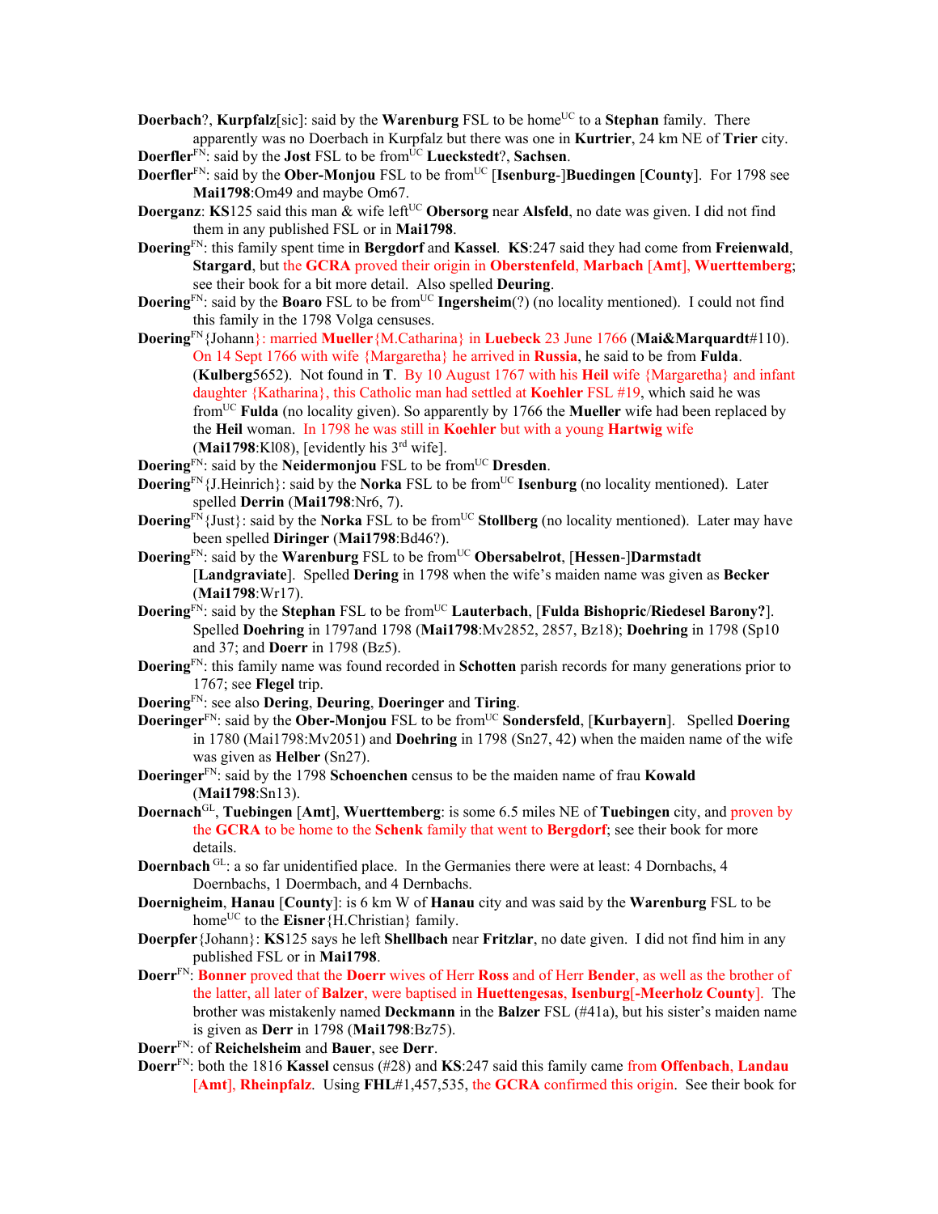**Doerbach**?, **Kurpfalz**[sic]: said by the **Warenburg** FSL to be home[UC] to a **Stephan** family. There apparently was no Doerbach in Kurpfalz but there was one in **Kurtrier**, 24 km NE of **Trier** city.

**Doerfler**[FN]: said by the **Jost** FSL to be from[UC] **Lueckstedt**?, **Sachsen**.

**Doerfler**[FN]: said by the **Ober-Monjou** FSL to be from[UC] [**Isenburg**-]**Buedingen** [**County**]. For 1798 see **Mai1798**:Om49 and maybe Om67.

**Doerganz**: **KS**125 said this man & wife left[UC] **Obersorg** near **Alsfeld**, no date was given. I did not find them in any published FSL or in **Mai1798**.

**Doering**[FN]: this family spent time in **Bergdorf** and **Kassel**. **KS**:247 said they had come from **Freienwald**, **Stargard**, but the **GCRA** proved their origin in **Oberstenfeld**, **Marbach** [**Amt**], **Wuerttemberg**; see their book for a bit more detail. Also spelled **Deuring**.

**Doering**[FN]: said by the **Boaro** FSL to be from[UC] **Ingersheim**(?) (no locality mentioned). I could not find this family in the 1798 Volga censuses.

**Doering**[FN]{Johann}: married **Mueller**{M.Catharina} in **Luebeck** 23 June 1766 (**Mai&Marquardt**#110). On 14 Sept 1766 with wife {Margaretha} he arrived in **Russia**, he said to be from **Fulda**. (**Kulberg**5652). Not found in **T**. By 10 August 1767 with his **Heil** wife {Margaretha} and infant daughter {Katharina}, this Catholic man had settled at **Koehler** FSL #19, which said he was from[UC] **Fulda** (no locality given). So apparently by 1766 the **Mueller** wife had been replaced by the **Heil** woman. In 1798 he was still in **Koehler** but with a young **Hartwig** wife (**Mai1798**:Kl08), [evidently his 3rd wife].

**Doering**[FN]: said by the **Neidermonjou** FSL to be from[UC] **Dresden**.

**Doering**[FN]{J.Heinrich}: said by the **Norka** FSL to be from[UC] **Isenburg** (no locality mentioned). Later spelled **Derrin** (**Mai1798**:Nr6, 7).

**Doering**[FN]{Just}: said by the **Norka** FSL to be from[UC] **Stollberg** (no locality mentioned). Later may have been spelled **Diringer** (**Mai1798**:Bd46?).

**Doering**[FN]: said by the **Warenburg** FSL to be from[UC] **Obersabelrot**, [**Hessen**-]**Darmstadt** [**Landgraviate**]. Spelled **Dering** in 1798 when the wife's maiden name was given as **Becker** (**Mai1798**:Wr17).

**Doering**[FN]: said by the **Stephan** FSL to be from[UC] **Lauterbach**, [**Fulda Bishopric**/**Riedesel Barony?**]. Spelled **Doehring** in 1797and 1798 (**Mai1798**:Mv2852, 2857, Bz18); **Doehring** in 1798 (Sp10 and 37; and **Doerr** in 1798 (Bz5).

**Doering**[FN]: this family name was found recorded in **Schotten** parish records for many generations prior to 1767; see **Flegel** trip.

**Doering**[FN]: see also **Dering**, **Deuring**, **Doeringer** and **Tiring**.

**Doeringer**[FN]: said by the **Ober-Monjou** FSL to be from[UC] **Sondersfeld**, [**Kurbayern**]. Spelled **Doering** in 1780 (Mai1798:Mv2051) and **Doehring** in 1798 (Sn27, 42) when the maiden name of the wife was given as **Helber** (Sn27).

**Doeringer**[FN]: said by the 1798 **Schoenchen** census to be the maiden name of frau **Kowald** (**Mai1798**:Sn13).

**Doernach**[GL], **Tuebingen** [**Amt**], **Wuerttemberg**: is some 6.5 miles NE of **Tuebingen** city, and proven by the **GCRA** to be home to the **Schenk** family that went to **Bergdorf**; see their book for more details.

**Doernbach** [GL]: a so far unidentified place. In the Germanies there were at least: 4 Dornbachs, 4 Doernbachs, 1 Doermbach, and 4 Dernbachs.

**Doernigheim**, **Hanau** [**County**]: is 6 km W of **Hanau** city and was said by the **Warenburg** FSL to be home[UC] to the **Eisner**{H.Christian} family.

**Doerpfer**{Johann}: **KS**125 says he left **Shellbach** near **Fritzlar**, no date given. I did not find him in any published FSL or in **Mai1798**.

**Doerr**[FN]: **Bonner** proved that the **Doerr** wives of Herr **Ross** and of Herr **Bender**, as well as the brother of the latter, all later of **Balzer**, were baptised in **Huettengesas**, **Isenburg**[-**Meerholz County**]. The brother was mistakenly named **Deckmann** in the **Balzer** FSL (#41a), but his sister's maiden name is given as **Derr** in 1798 (**Mai1798**:Bz75).

**Doerr**[FN]: of **Reichelsheim** and **Bauer**, see **Derr**.

**Doerr**[FN]: both the 1816 **Kassel** census (#28) and **KS**:247 said this family came from **Offenbach**, **Landau** [**Amt**], **Rheinpfalz**. Using **FHL**#1,457,535, the **GCRA** confirmed this origin. See their book for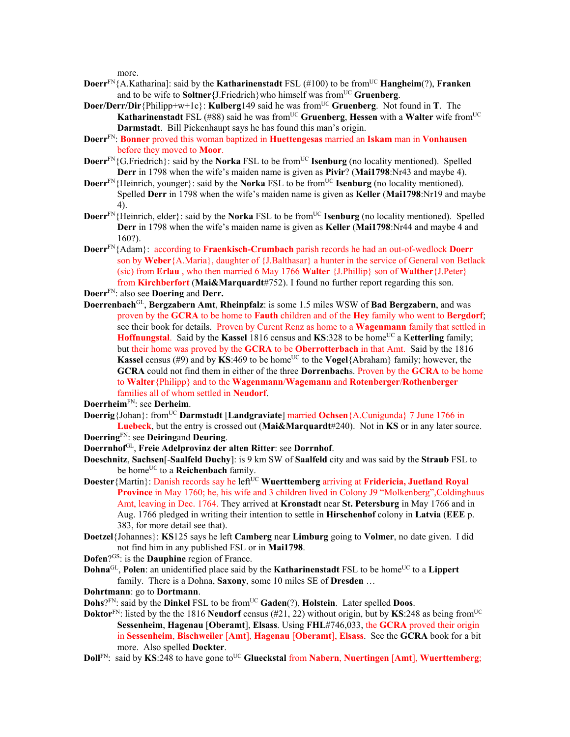more.

**Doerr**[FN]{A.Katharina]: said by the **Katharinenstadt** FSL (#100) to be from[UC] **Hangheim**(?), **Franken** and to be wife to **Soltner{**J.Friedrich}who himself was from[UC] **Gruenberg**.

**Doer/Derr/Dir**{Philipp+w+1c}: **Kulberg**149 said he was from[UC] **Gruenberg**. Not found in **T**. The **Katharinenstadt** FSL (#88) said he was from[UC] **Gruenberg**, **Hessen** with a **Walter** wife from[UC] **Darmstadt**. Bill Pickenhaupt says he has found this man's origin.

**Doerr**[FN]: **Bonner** proved this woman baptized in **Huettengesas** married an **Iskam** man in **Vonhausen** before they moved to **Moor**.

**Doerr**[FN]{G.Friedrich}: said by the **Norka** FSL to be from[UC] **Isenburg** (no locality mentioned). Spelled **Derr** in 1798 when the wife's maiden name is given as **Pivir**? (**Mai1798**:Nr43 and maybe 4).

**Doerr**[FN]{Heinrich, younger}: said by the **Norka** FSL to be from[UC] **Isenburg** (no locality mentioned). Spelled **Derr** in 1798 when the wife's maiden name is given as **Keller** (**Mai1798**:Nr19 and maybe 4).

**Doerr**[FN]{Heinrich, elder}: said by the **Norka** FSL to be from[UC] **Isenburg** (no locality mentioned). Spelled **Derr** in 1798 when the wife's maiden name is given as **Keller** (**Mai1798**:Nr44 and maybe 4 and 160?).

**Doerr**[FN]{Adam}: according to **Fraenkisch-Crumbach** parish records he had an out-of-wedlock **Doerr** son by **Weber**{A.Maria}, daughter of {J.Balthasar} a hunter in the service of General von Betlack (sic) from **Erlau** , who then married 6 May 1766 **Walter** {J.Phillip} son of **Walther**{J.Peter} from **Kirchberfort** (**Mai&Marquardt**#752). I found no further report regarding this son.

**Doerr**[FN]: also see **Doering** and **Derr.**

**Doerrenbach**[GL], **Bergzabern Amt**, **Rheinpfalz**: is some 1.5 miles WSW of **Bad Bergzabern**, and was proven by the **GCRA** to be home to **Fauth** children and of the **Hey** family who went to **Bergdorf**; see their book for details. Proven by Curent Renz as home to a **Wagenmann** family that settled in **Hoffnungstal**. Said by the **Kassel** 1816 census and **KS**:328 to be home[UC] a **Ketterling** family; but their home was proved by the **GCRA** to be **Oberrotterbach** in that Amt. Said by the 1816 **Kassel** census (#9) and by **KS**:469 to be home[UC] to the **Vogel**{Abraham} family; however, the **GCRA** could not find them in either of the three **Dorrenbach**s. Proven by the **GCRA** to be home to **Walter**{Philipp} and to the **Wagenmann**/**Wagemann** and **Rotenberger**/**Rothenberger** families all of whom settled in **Neudorf**.

**Doerrheim**[FN]: see **Derheim**.

**Doerrig**{Johan}: from[UC] **Darmstadt** [**Landgraviate**] married **Ochsen**{A.Cunigunda} 7 June 1766 in **Luebeck**, but the entry is crossed out (**Mai&Marquardt**#240). Not in **KS** or in any later source.

**Doerring**[FN]: see **Deiring**and **Deuring**.

**Doerrnhof**[GL], **Freie Adelprovinz der alten Ritter**: see **Dorrnhof**.

**Doeschnitz**, **Sachsen**[-**Saalfeld Duchy**]: is 9 km SW of **Saalfeld** city and was said by the **Straub** FSL to be home[UC] to a **Reichenbach** family.

**Doester**{Martin}: Danish records say he left[UC] **Wuerttemberg** arriving at **Fridericia, Juetland Royal Province** in May 1760; he, his wife and 3 children lived in Colony J9 "Molkenberg",Coldinghuus Amt, leaving in Dec. 1764. They arrived at **Kronstadt** near **St. Petersburg** in May 1766 and in Aug. 1766 pledged in writing their intention to settle in **Hirschenhof** colony in **Latvia** (**EEE** p. 383, for more detail see that).

**Doetzel**{Johannes}: **KS**125 says he left **Camberg** near **Limburg** going to **Volmer**, no date given. I did not find him in any published FSL or in **Mai1798**.

**Dofen**?[GS]: is the **Dauphine** region of France.

**Dohna**[GL], **Polen**: an unidentified place said by the **Katharinenstadt** FSL to be home[UC] to a **Lippert** family. There is a Dohna, **Saxony**, some 10 miles SE of **Dresden** …

**Dohrtmann**: go to **Dortmann**.

**Dohs**?[FN]: said by the **Dinkel** FSL to be from[UC] **Gaden**(?), **Holstein**. Later spelled **Doos**.

**Doktor**[FN]: listed by the the 1816 **Neudorf** census (#21, 22) without origin, but by **KS**:248 as being from[UC] **Sessenheim**, **Hagenau** [**Oberamt**], **Elsass**. Using **FHL**#746,033, the **GCRA** proved their origin in **Sessenheim**, **Bischweiler** [**Amt**], **Hagenau** [**Oberamt**], **Elsass**. See the **GCRA** book for a bit more. Also spelled **Dockter**.

**Doll**[FN]: said by **KS**:248 to have gone to[UC] **Glueckstal** from **Nabern**, **Nuertingen** [**Amt**], **Wuerttemberg**;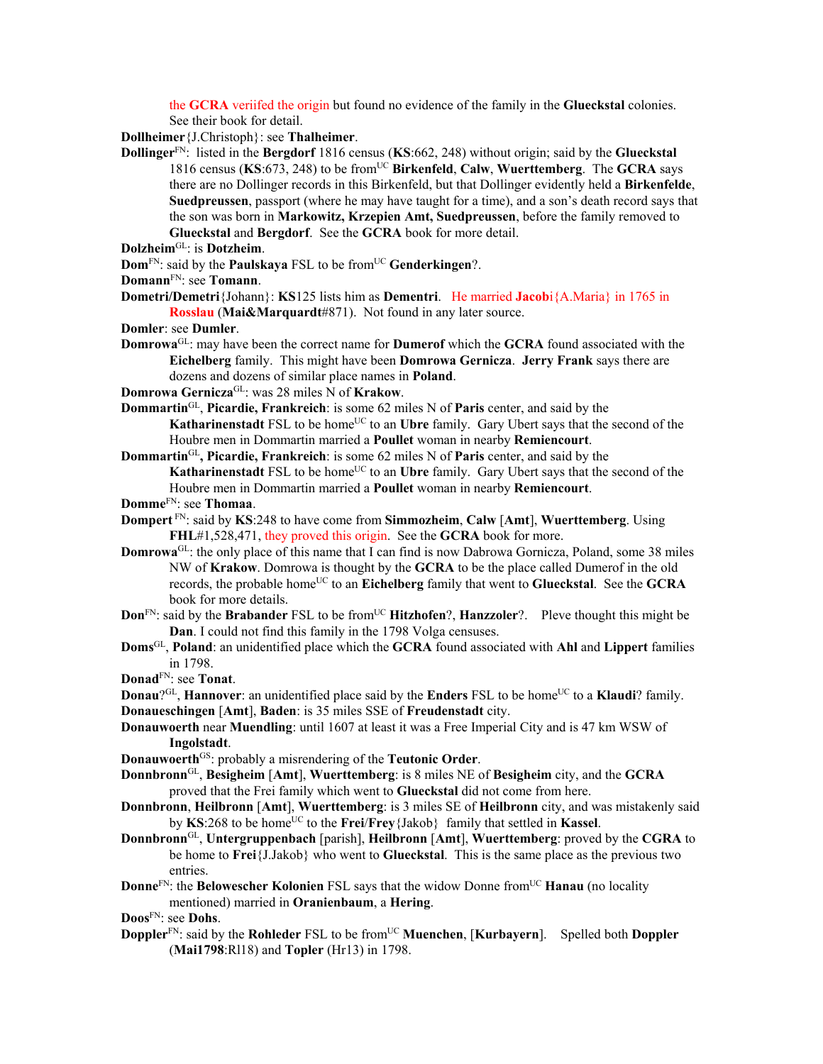the **GCRA** veriifed the origin but found no evidence of the family in the **Glueckstal** colonies. See their book for detail.

**Dollheimer**{J.Christoph}: see **Thalheimer**.

**Dollinger**[FN]: listed in the **Bergdorf** 1816 census (**KS**:662, 248) without origin; said by the **Glueckstal** 1816 census (**KS**:673, 248) to be from[UC] **Birkenfeld**, **Calw**, **Wuerttemberg**. The **GCRA** says there are no Dollinger records in this Birkenfeld, but that Dollinger evidently held a **Birkenfelde**, **Suedpreussen**, passport (where he may have taught for a time), and a son's death record says that the son was born in **Markowitz, Krzepien Amt, Suedpreussen**, before the family removed to **Glueckstal** and **Bergdorf**. See the **GCRA** book for more detail.

**Dolzheim**[GL]: is **Dotzheim**.

**Dom**[FN]: said by the **Paulskaya** FSL to be from[UC] **Genderkingen**?.

**Domann**[FN]: see **Tomann**.

**Dometri/Demetri**{Johann}: **KS**125 lists him as **Dementri**. He married **Jacob**i{A.Maria} in 1765 in **Rosslau** (**Mai&Marquardt**#871). Not found in any later source.

**Domler**: see **Dumler**.

**Domrowa**[GL]: may have been the correct name for **Dumerof** which the **GCRA** found associated with the **Eichelberg** family. This might have been **Domrowa Gernicza**. **Jerry Frank** says there are dozens and dozens of similar place names in **Poland**.

**Domrowa Gernicza**[GL]: was 28 miles N of **Krakow**.

**Dommartin**[GL], **Picardie, Frankreich**: is some 62 miles N of **Paris** center, and said by the **Katharinenstadt** FSL to be home[UC] to an **Ubre** family. Gary Ubert says that the second of the Houbre men in Dommartin married a **Poullet** woman in nearby **Remiencourt**.

**Dommartin**[GL]**, Picardie, Frankreich**: is some 62 miles N of **Paris** center, and said by the **Katharinenstadt** FSL to be home[UC] to an **Ubre** family. Gary Ubert says that the second of the Houbre men in Dommartin married a **Poullet** woman in nearby **Remiencourt**.

**Domme**[FN]: see **Thomaa**.

**Dompert** [FN]: said by **KS**:248 to have come from **Simmozheim**, **Calw** [**Amt**], **Wuerttemberg**. Using **FHL**#1,528,471, they proved this origin. See the **GCRA** book for more.

**Domrowa**[GL]: the only place of this name that I can find is now Dabrowa Gornicza, Poland, some 38 miles NW of **Krakow**. Domrowa is thought by the **GCRA** to be the place called Dumerof in the old records, the probable home[UC] to an **Eichelberg** family that went to **Glueckstal**. See the **GCRA** book for more details.

**Don**[FN]: said by the **Brabander** FSL to be from[UC] **Hitzhofen**?, **Hanzzoler**?. Pleve thought this might be **Dan**. I could not find this family in the 1798 Volga censuses.

**Doms**[GL], **Poland**: an unidentified place which the **GCRA** found associated with **Ahl** and **Lippert** families in 1798.

**Donad**[FN]: see **Tonat**.

**Donau**?[GL], **Hannover**: an unidentified place said by the **Enders** FSL to be home[UC] to a **Klaudi**? family.

**Donaueschingen** [**Amt**], **Baden**: is 35 miles SSE of **Freudenstadt** city.

**Donauwoerth** near **Muendling**: until 1607 at least it was a Free Imperial City and is 47 km WSW of **Ingolstadt**.

**Donauwoerth**[GS]: probably a misrendering of the **Teutonic Order**.

**Donnbronn**[GL], **Besigheim** [**Amt**], **Wuerttemberg**: is 8 miles NE of **Besigheim** city, and the **GCRA** proved that the Frei family which went to **Glueckstal** did not come from here.

**Donnbronn**, **Heilbronn** [**Amt**], **Wuerttemberg**: is 3 miles SE of **Heilbronn** city, and was mistakenly said by **KS**:268 to be home[UC] to the **Frei**/**Frey**{Jakob} family that settled in **Kassel**.

**Donnbronn**[GL], **Untergruppenbach** [parish], **Heilbronn** [**Amt**], **Wuerttemberg**: proved by the **CGRA** to be home to **Frei**{J.Jakob} who went to **Glueckstal**. This is the same place as the previous two entries.

**Donne**[FN]: the **Belowescher Kolonien** FSL says that the widow Donne from[UC] **Hanau** (no locality mentioned) married in **Oranienbaum**, a **Hering**.

**Doos**[FN]: see **Dohs**.

**Doppler**[FN]: said by the **Rohleder** FSL to be from[UC] **Muenchen**, [**Kurbayern**]. Spelled both **Doppler** (**Mai1798**:Rl18) and **Topler** (Hr13) in 1798.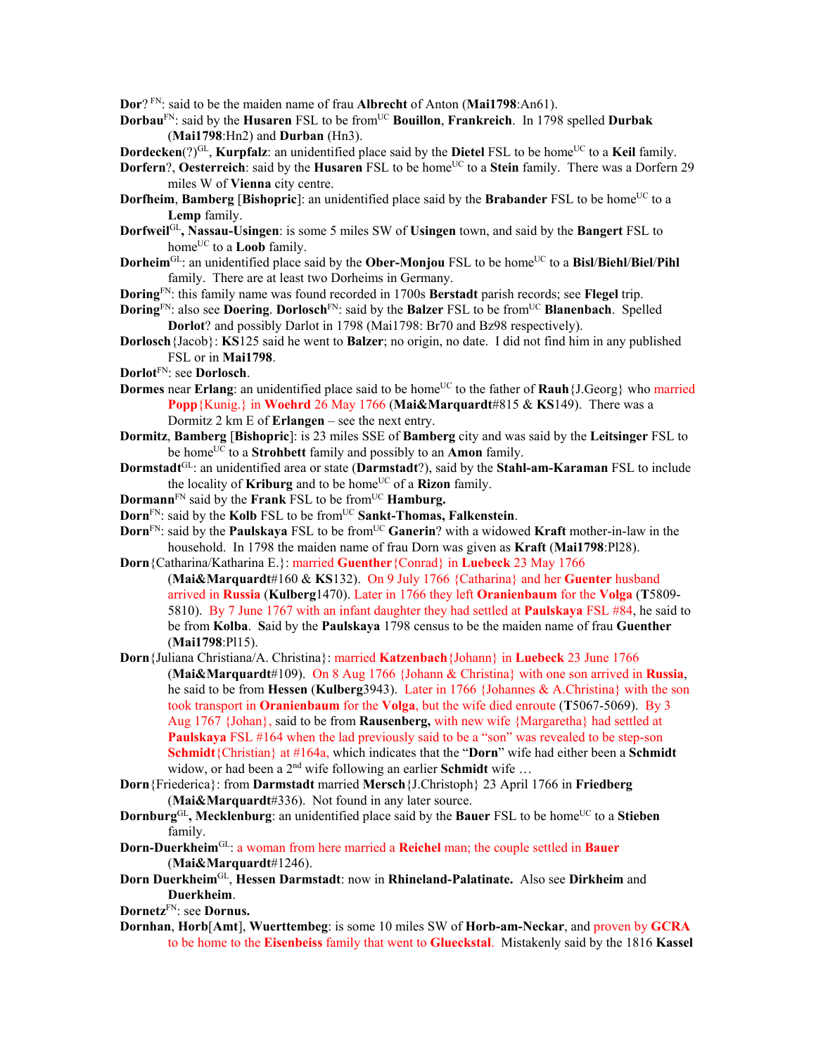**Dor**? [FN]: said to be the maiden name of frau **Albrecht** of Anton (**Mai1798**:An61).

**Dorbau**[FN]: said by the **Husaren** FSL to be from[UC] **Bouillon**, **Frankreich**. In 1798 spelled **Durbak** (**Mai1798**:Hn2) and **Durban** (Hn3).

**Dordecken**(?)[GL], **Kurpfalz**: an unidentified place said by the **Dietel** FSL to be home[UC] to a **Keil** family.

**Dorfern**?, **Oesterreich**: said by the **Husaren** FSL to be home[UC] to a **Stein** family. There was a Dorfern 29 miles W of **Vienna** city centre.

**Dorfheim**, **Bamberg** [**Bishopric**]: an unidentified place said by the **Brabander** FSL to be home[UC] to a **Lemp** family.

**Dorfweil**[GL]**, Nassau-Usingen**: is some 5 miles SW of **Usingen** town, and said by the **Bangert** FSL to home[UC] to a **Loob** family.

**Dorheim**[GL]: an unidentified place said by the **Ober-Monjou** FSL to be home[UC] to a **Bisl**/**Biehl**/**Biel**/**Pihl** family. There are at least two Dorheims in Germany.

**Doring**[FN]: this family name was found recorded in 1700s **Berstadt** parish records; see **Flegel** trip.

**Doring**[FN]: also see **Doering**. **Dorlosch**[FN]: said by the **Balzer** FSL to be from[UC] **Blanenbach**. Spelled **Dorlot**? and possibly Darlot in 1798 (Mai1798: Br70 and Bz98 respectively).

**Dorlosch**{Jacob}: **KS**125 said he went to **Balzer**; no origin, no date. I did not find him in any published FSL or in **Mai1798**.

**Dorlot**[FN]: see **Dorlosch**.

**Dormes** near **Erlang**: an unidentified place said to be home[UC] to the father of **Rauh**{J.Georg} who married **Popp**{Kunig.} in **Woehrd** 26 May 1766 (**Mai&Marquardt**#815 & **KS**149). There was a Dormitz 2 km E of **Erlangen** – see the next entry.

**Dormitz**, **Bamberg** [**Bishopric**]: is 23 miles SSE of **Bamberg** city and was said by the **Leitsinger** FSL to be home[UC] to a **Strohbett** family and possibly to an **Amon** family.

**Dormstadt**[GL]: an unidentified area or state (**Darmstadt**?), said by the **Stahl-am-Karaman** FSL to include the locality of **Kriburg** and to be home[UC] of a **Rizon** family.

**Dormann**[FN] said by the **Frank** FSL to be from[UC] **Hamburg.**

**Dorn**[FN]: said by the **Kolb** FSL to be from[UC] **Sankt-Thomas, Falkenstein**.

**Dorn**[FN]: said by the **Paulskaya** FSL to be from[UC] **Ganerin**? with a widowed **Kraft** mother-in-law in the household. In 1798 the maiden name of frau Dorn was given as **Kraft** (**Mai1798**:Pl28).

**Dorn**{Catharina/Katharina E.}: married **Guenther**{Conrad} in **Luebeck** 23 May 1766 (**Mai&Marquardt**#160 & **KS**132). On 9 July 1766 {Catharina} and her **Guenter** husband arrived in **Russia** (**Kulberg**1470). Later in 1766 they left **Oranienbaum** for the **Volga** (**T**5809-5810). By 7 June 1767 with an infant daughter they had settled at **Paulskaya** FSL #84, he said to be from **Kolba**. **S**aid by the **Paulskaya** 1798 census to be the maiden name of frau **Guenther** (**Mai1798**:Pl15).

**Dorn**{Juliana Christiana/A. Christina}: married **Katzenbach**{Johann} in **Luebeck** 23 June 1766 (**Mai&Marquardt**#109). On 8 Aug 1766 {Johann & Christina} with one son arrived in **Russia**, he said to be from **Hessen** (**Kulberg**3943). Later in 1766 {Johannes & A.Christina} with the son took transport in **Oranienbaum** for the **Volga**, but the wife died enroute (**T**5067-5069). By 3 Aug 1767 {Johan}, said to be from **Rausenberg,** with new wife {Margaretha} had settled at **Paulskaya** FSL #164 when the lad previously said to be a "son" was revealed to be step-son **Schmidt**{Christian} at #164a, which indicates that the "**Dorn**" wife had either been a **Schmidt** widow, or had been a 2nd wife following an earlier **Schmidt** wife …

**Dorn**{Friederica}: from **Darmstadt** married **Mersch**{J.Christoph} 23 April 1766 in **Friedberg** (**Mai&Marquardt**#336). Not found in any later source.

**Dornburg**[GL]**, Mecklenburg**: an unidentified place said by the **Bauer** FSL to be home[UC] to a **Stieben** family.

**Dorn-Duerkheim**[GL]: a woman from here married a **Reichel** man; the couple settled in **Bauer** (**Mai&Marquardt**#1246).

**Dorn Duerkheim**[GL], **Hessen Darmstadt**: now in **Rhineland-Palatinate.** Also see **Dirkheim** and **Duerkheim**.

**Dornetz**[FN]: see **Dornus.**

**Dornhan**, **Horb**[**Amt**], **Wuerttembeg**: is some 10 miles SW of **Horb-am-Neckar**, and proven by **GCRA** to be home to the **Eisenbeiss** family that went to **Glueckstal**. Mistakenly said by the 1816 **Kassel**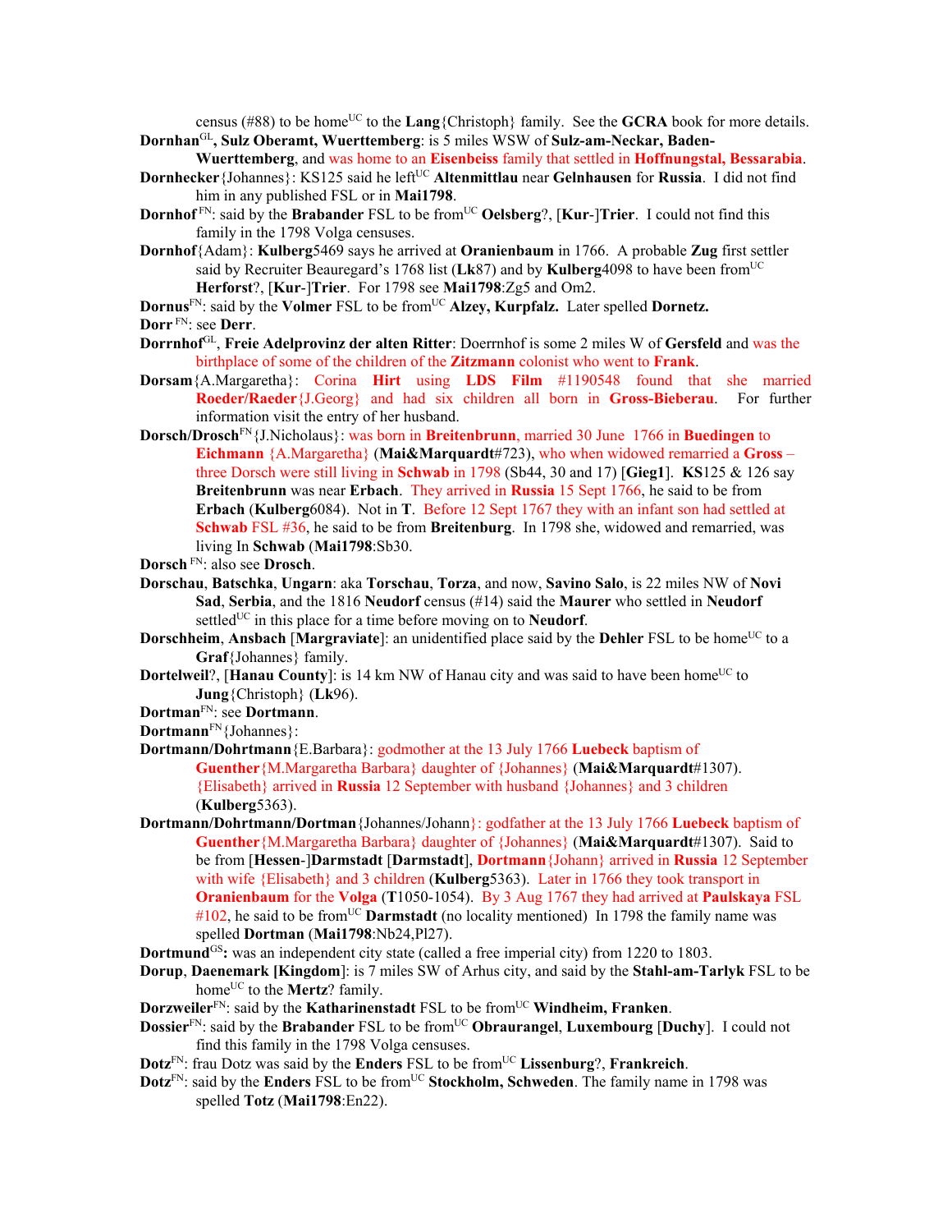census (#88) to be home[UC] to the **Lang**{Christoph} family. See the **GCRA** book for more details.

**Dornhan**[GL]**, Sulz Oberamt, Wuerttemberg**: is 5 miles WSW of **Sulz-am-Neckar, Baden-Wuerttemberg**, and was home to an **Eisenbeiss** family that settled in **Hoffnungstal, Bessarabia**.

**Dornhecker**{Johannes}: KS125 said he left[UC] **Altenmittlau** near **Gelnhausen** for **Russia**. I did not find him in any published FSL or in **Mai1798**.

**Dornhof**[FN]: said by the **Brabander** FSL to be from[UC] **Oelsberg**?, [**Kur**-]**Trier**. I could not find this family in the 1798 Volga censuses.

**Dornhof**{Adam}: **Kulberg**5469 says he arrived at **Oranienbaum** in 1766. A probable **Zug** first settler said by Recruiter Beauregard's 1768 list (**Lk**87) and by **Kulberg**4098 to have been from[UC] **Herforst**?, [**Kur**-]**Trier**. For 1798 see **Mai1798**:Zg5 and Om2.

**Dornus**[FN]: said by the **Volmer** FSL to be from[UC] **Alzey, Kurpfalz.** Later spelled **Dornetz.**

**Dorr**[FN]: see **Derr**.

**Dorrnhof**[GL], **Freie Adelprovinz der alten Ritter**: Doerrnhof is some 2 miles W of **Gersfeld** and was the birthplace of some of the children of the **Zitzmann** colonist who went to **Frank**.

**Dorsam**{A.Margaretha}: Corina **Hirt** using **LDS Film** #1190548 found that she married **Roeder/Raeder**{J.Georg} and had six children all born in **Gross-Bieberau**. For further information visit the entry of her husband.

**Dorsch/Drosch**[FN]{J.Nicholaus}: was born in **Breitenbrunn**, married 30 June 1766 in **Buedingen** to **Eichmann** {A.Margaretha} (**Mai&Marquardt**#723), who when widowed remarried a **Gross** – three Dorsch were still living in **Schwab** in 1798 (Sb44, 30 and 17) [**Gieg1**]. **KS**125 & 126 say **Breitenbrunn** was near **Erbach**. They arrived in **Russia** 15 Sept 1766, he said to be from **Erbach** (**Kulberg**6084). Not in **T**. Before 12 Sept 1767 they with an infant son had settled at **Schwab** FSL #36, he said to be from **Breitenburg**. In 1798 she, widowed and remarried, was living In **Schwab** (**Mai1798**:Sb30.

**Dorsch**[FN]: also see **Drosch**.

**Dorschau**, **Batschka**, **Ungarn**: aka **Torschau**, **Torza**, and now, **Savino Salo**, is 22 miles NW of **Novi Sad**, **Serbia**, and the 1816 **Neudorf** census (#14) said the **Maurer** who settled in **Neudorf** settled[UC] in this place for a time before moving on to **Neudorf**.

**Dorschheim**, **Ansbach** [**Margraviate**]: an unidentified place said by the **Dehler** FSL to be home[UC] to a **Graf**{Johannes} family.

**Dortelweil**?, [**Hanau County**]: is 14 km NW of Hanau city and was said to have been home[UC] to **Jung**{Christoph} (**Lk**96).

**Dortman**[FN]: see **Dortmann**.

**Dortmann**[FN]{Johannes}:

**Dortmann/Dohrtmann**{E.Barbara}: godmother at the 13 July 1766 **Luebeck** baptism of **Guenther**{M.Margaretha Barbara} daughter of {Johannes} (**Mai&Marquardt**#1307). {Elisabeth} arrived in **Russia** 12 September with husband {Johannes} and 3 children (**Kulberg**5363).

**Dortmann/Dohrtmann/Dortman**{Johannes/Johann}: godfather at the 13 July 1766 **Luebeck** baptism of **Guenther**{M.Margaretha Barbara} daughter of {Johannes} (**Mai&Marquardt**#1307). Said to be from [**Hessen**-]**Darmstadt** [**Darmstadt**], **Dortmann**{Johann} arrived in **Russia** 12 September with wife {Elisabeth} and 3 children (**Kulberg**5363). Later in 1766 they took transport in **Oranienbaum** for the **Volga** (**T**1050-1054). By 3 Aug 1767 they had arrived at **Paulskaya** FSL #102, he said to be from[UC] **Darmstadt** (no locality mentioned) In 1798 the family name was spelled **Dortman** (**Mai1798**:Nb24,Pl27).

**Dortmund**[GS]**:** was an independent city state (called a free imperial city) from 1220 to 1803.

**Dorup**, **Daenemark** [**Kingdom**]: is 7 miles SW of Arhus city, and said by the **Stahl-am-Tarlyk** FSL to be home[UC] to the **Mertz**? family.

**Dorzweiler**[FN]: said by the **Katharinenstadt** FSL to be from[UC] **Windheim, Franken**.

**Dossier**[FN]: said by the **Brabander** FSL to be from[UC] **Obraurangel**, **Luxembourg** [**Duchy**]. I could not find this family in the 1798 Volga censuses.

**Dotz**[FN]: frau Dotz was said by the **Enders** FSL to be from[UC] **Lissenburg**?, **Frankreich**.

**Dotz**[FN]: said by the **Enders** FSL to be from[UC] **Stockholm, Schweden**. The family name in 1798 was spelled **Totz** (**Mai1798**:En22).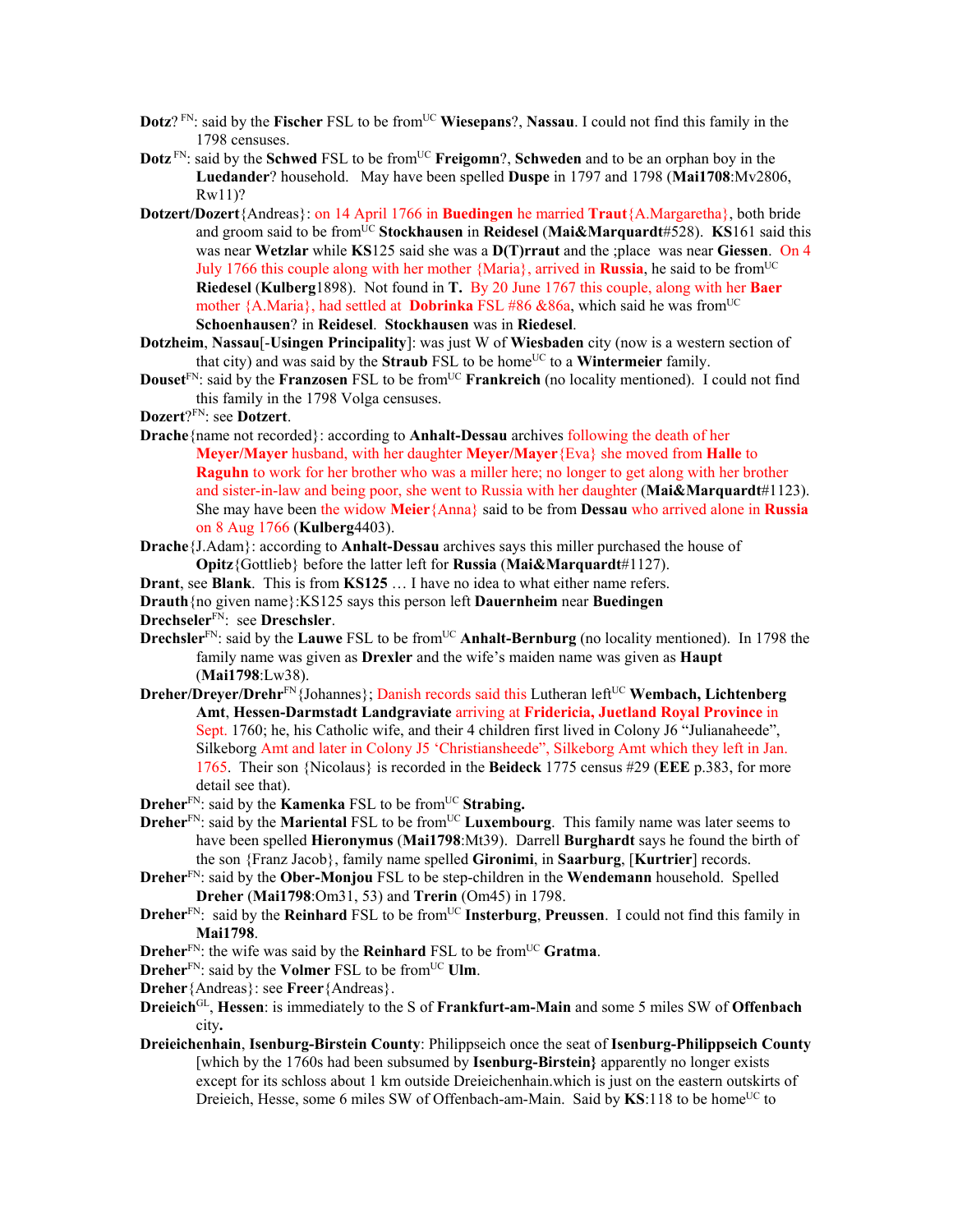**Dotz**? [FN]: said by the **Fischer** FSL to be from[UC] **Wiesepans**?, **Nassau**. I could not find this family in the 1798 censuses.

**Dotz** [FN]: said by the **Schwed** FSL to be from[UC] **Freigomn**?, **Schweden** and to be an orphan boy in the **Luedander**? household. May have been spelled **Duspe** in 1797 and 1798 (**Mai1708**:Mv2806, Rw11)?

**Dotzert/Dozert**{Andreas}: on 14 April 1766 in **Buedingen** he married **Traut**{A.Margaretha}, both bride and groom said to be from[UC] **Stockhausen** in **Reidesel** (**Mai&Marquardt**#528). **KS**161 said this was near **Wetzlar** while **KS**125 said she was a **D(T)rraut** and the ;place was near **Giessen**. On 4 July 1766 this couple along with her mother {Maria}, arrived in **Russia**, he said to be from[UC] **Riedesel** (**Kulberg**1898). Not found in **T.** By 20 June 1767 this couple, along with her **Baer** mother {A.Maria}, had settled at **Dobrinka** FSL #86 &86a, which said he was from[UC] **Schoenhausen**? in **Reidesel**. **Stockhausen** was in **Riedesel**.

**Dotzheim**, **Nassau**[-**Usingen Principality**]: was just W of **Wiesbaden** city (now is a western section of that city) and was said by the **Straub** FSL to be home[UC] to a **Wintermeier** family.

**Douset**[FN]: said by the **Franzosen** FSL to be from[UC] **Frankreich** (no locality mentioned). I could not find this family in the 1798 Volga censuses.

**Dozert**?[FN]: see **Dotzert**.

**Drache**{name not recorded}: according to **Anhalt-Dessau** archives following the death of her **Meyer/Mayer** husband, with her daughter **Meyer/Mayer**{Eva} she moved from **Halle** to **Raguhn** to work for her brother who was a miller here; no longer to get along with her brother and sister-in-law and being poor, she went to Russia with her daughter (**Mai&Marquardt**#1123). She may have been the widow **Meier**{Anna} said to be from **Dessau** who arrived alone in **Russia** on 8 Aug 1766 (**Kulberg**4403).

**Drache**{J.Adam}: according to **Anhalt-Dessau** archives says this miller purchased the house of **Opitz**{Gottlieb} before the latter left for **Russia** (**Mai&Marquardt**#1127).

**Drant**, see **Blank**. This is from **KS125** … I have no idea to what either name refers.

**Drauth**{no given name}:KS125 says this person left **Dauernheim** near **Buedingen**

**Drechseler**[FN]: see **Dreschsler**.

**Drechsler**[FN]: said by the **Lauwe** FSL to be from[UC] **Anhalt-Bernburg** (no locality mentioned). In 1798 the family name was given as **Drexler** and the wife's maiden name was given as **Haupt** (**Mai1798**:Lw38).

**Dreher/Dreyer/Drehr**[FN]{Johannes}; Danish records said this Lutheran left[UC] **Wembach, Lichtenberg Amt**, **Hessen-Darmstadt Landgraviate** arriving at **Fridericia, Juetland Royal Province** in Sept. 1760; he, his Catholic wife, and their 4 children first lived in Colony J6 "Julianaheede", Silkeborg Amt and later in Colony J5 'Christiansheede", Silkeborg Amt which they left in Jan. 1765. Their son {Nicolaus} is recorded in the **Beideck** 1775 census #29 (**EEE** p.383, for more detail see that).

**Dreher**[FN]: said by the **Kamenka** FSL to be from[UC] **Strabing.**

**Dreher**[FN]: said by the **Mariental** FSL to be from[UC] **Luxembourg**. This family name was later seems to have been spelled **Hieronymus** (**Mai1798**:Mt39). Darrell **Burghardt** says he found the birth of the son {Franz Jacob}, family name spelled **Gironimi**, in **Saarburg**, [**Kurtrier**] records.

**Dreher**[FN]: said by the **Ober-Monjou** FSL to be step-children in the **Wendemann** household. Spelled **Dreher** (**Mai1798**:Om31, 53) and **Trerin** (Om45) in 1798.

**Dreher**[FN]: said by the **Reinhard** FSL to be from[UC] **Insterburg**, **Preussen**. I could not find this family in **Mai1798**.

**Dreher**[FN]: the wife was said by the **Reinhard** FSL to be from[UC] **Gratma**.

**Dreher**[FN]: said by the **Volmer** FSL to be from[UC] **Ulm**.

**Dreher**{Andreas}: see **Freer**{Andreas}.

**Dreieich**[GL], **Hessen**: is immediately to the S of **Frankfurt-am-Main** and some 5 miles SW of **Offenbach** city**.**

**Dreieichenhain**, **Isenburg-Birstein County**: Philippseich once the seat of **Isenburg-Philippseich County** [which by the 1760s had been subsumed by **Isenburg-Birstein}** apparently no longer exists except for its schloss about 1 km outside Dreieichenhain.which is just on the eastern outskirts of Dreieich, Hesse, some 6 miles SW of Offenbach-am-Main. Said by **KS**:118 to be home[UC] to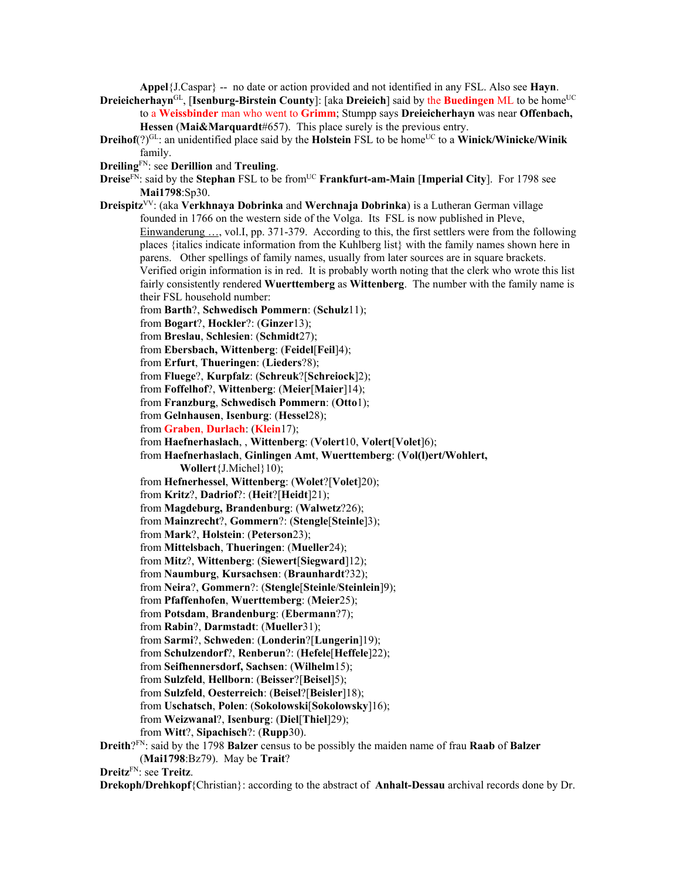**Appel**{J.Caspar} -- no date or action provided and not identified in any FSL. Also see **Hayn**.

**Dreieicherhayn**[GL], [**Isenburg-Birstein County**]: [aka **Dreieich**] said by the **Buedingen** ML to be home[UC] to a **Weissbinder** man who went to **Grimm**; Stumpp says **Dreieicherhayn** was near **Offenbach, Hessen** (**Mai&Marquardt**#657). This place surely is the previous entry.

**Dreihof**(?)[GL]: an unidentified place said by the **Holstein** FSL to be home[UC] to a **Winick/Winicke/Winik** family.

**Dreiling**[FN]: see **Derillion** and **Treuling**.

**Dreise**[FN]: said by the **Stephan** FSL to be from[UC] **Frankfurt-am-Main** [**Imperial City**]. For 1798 see **Mai1798**:Sp30.

**Dreispitz**[VV]: (aka **Verkhnaya Dobrinka** and **Werchnaja Dobrinka**) is a Lutheran German village founded in 1766 on the western side of the Volga. Its FSL is now published in Pleve, Einwanderung …, vol.I, pp. 371-379. According to this, the first settlers were from the following places {italics indicate information from the Kuhlberg list} with the family names shown here in parens. Other spellings of family names, usually from later sources are in square brackets. Verified origin information is in red. It is probably worth noting that the clerk who wrote this list fairly consistently rendered **Wuerttemberg** as **Wittenberg**. The number with the family name is their FSL household number:

- from **Barth**?, **Schwedisch Pommern**: (**Schulz**11);
- from **Bogart**?, **Hockler**?: (**Ginzer**13);
- from **Breslau**, **Schlesien**: (**Schmidt**27);
- from **Ebersbach, Wittenberg**: (**Feidel**[**Feil**]4);
- from **Erfurt**, **Thueringen**: (**Lieders**?8);
- from **Fluege**?, **Kurpfalz**: (**Schreuk**?[**Schreiock**]2);
- from **Foffelhof**?, **Wittenberg**: (**Meier**[**Maier**]14);
- from **Franzburg**, **Schwedisch Pommern**: (**Otto**1);
- from **Gelnhausen**, **Isenburg**: (**Hessel**28);
- from **Graben**, **Durlach**: (**Klein**17);
- from **Haefnerhaslach**, , **Wittenberg**: (**Volert**10, **Volert**[**Volet**]6);
- from **Haefnerhaslach**, **Ginlingen Amt**, **Wuerttemberg**: (**Vol(l)ert/Wohlert, Wollert**{J.Michel}10);
- from **Hefnerhessel**, **Wittenberg**: (**Wolet**?[**Volet**]20);
- from **Kritz**?, **Dadriof**?: (**Heit**?[**Heidt**]21);
- from **Magdeburg, Brandenburg**: (**Walwetz**?26);
- from **Mainzrecht**?, **Gommern**?: (**Stengle**[**Steinle**]3);
- from **Mark**?, **Holstein**: (**Peterson**23);
- from **Mittelsbach**, **Thueringen**: (**Mueller**24);
- from **Mitz**?, **Wittenberg**: (**Siewert**[**Siegward**]12);
- from **Naumburg**, **Kursachsen**: (**Braunhardt**?32);
- from **Neira**?, **Gommern**?: (**Stengle**[**Steinle**/**Steinlein**]9);
- from **Pfaffenhofen**, **Wuerttemberg**: (**Meier**25);
- from **Potsdam**, **Brandenburg**: (**Ebermann**?7);
- from **Rabin**?, **Darmstadt**: (**Mueller**31);
- from **Sarmi**?, **Schweden**: (**Londerin**?[**Lungerin**]19);
- from **Schulzendorf**?, **Renberun**?: (**Hefele**[**Heffele**]22);
- from **Seifhennersdorf, Sachsen**: (**Wilhelm**15);
- from **Sulzfeld**, **Hellborn**: (**Beisser**?[**Beisel**]5);
- from **Sulzfeld**, **Oesterreich**: (**Beisel**?[**Beisler**]18);
- from **Uschatsch**, **Polen**: (**Sokolowski**[**Sokolowsky**]16);
- from **Weizwanal**?, **Isenburg**: (**Diel**[**Thiel**]29);
- from **Witt**?, **Sipachisch**?: (**Rupp**30).

**Dreith**?[FN]: said by the 1798 **Balzer** census to be possibly the maiden name of frau **Raab** of **Balzer** (**Mai1798**:Bz79). May be **Trait**?

**Dreitz**[FN]: see **Treitz**.

**Drekoph/Drehkopf**{Christian}: according to the abstract of **Anhalt-Dessau** archival records done by Dr.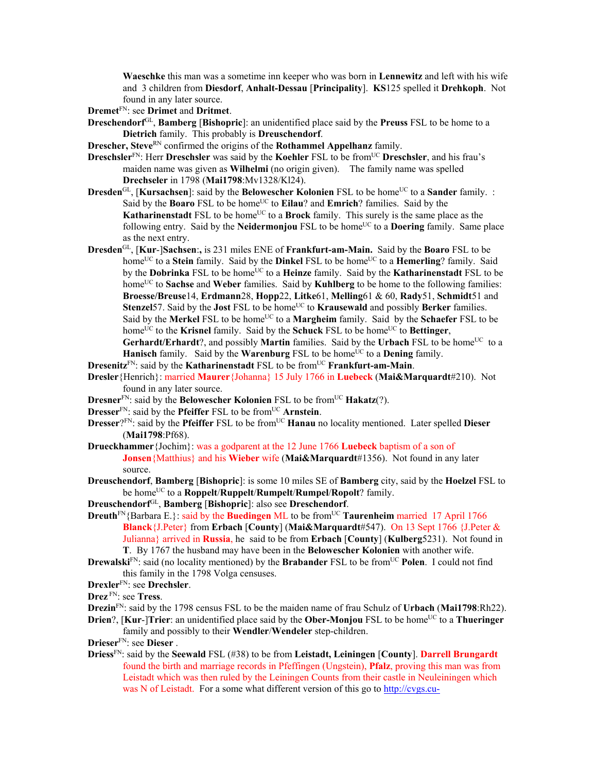**Waeschke** this man was a sometime inn keeper who was born in **Lennewitz** and left with his wife and 3 children from **Diesdorf**, **Anhalt-Dessau** [**Principality**]. **KS**125 spelled it **Drehkoph**. Not found in any later source.

**Dremet**[FN]: see **Drimet** and **Dritmet**.

**Dreschendorf**[GL], **Bamberg** [**Bishopric**]: an unidentified place said by the **Preuss** FSL to be home to a **Dietrich** family. This probably is **Dreuschendorf**.

**Drescher, Steve**[RN] confirmed the origins of the **Rothammel Appelhanz** family.

**Dreschsler**[FN]: Herr **Dreschsler** was said by the **Koehler** FSL to be from[UC] **Dreschsler**, and his frau's maiden name was given as **Wilhelmi** (no origin given). The family name was spelled **Drechseler** in 1798 (**Mai1798**:Mv1328/Kl24).

**Dresden**[GL], [**Kursachsen**]: said by the **Belowescher Kolonien** FSL to be home[UC] to a **Sander** family. : Said by the **Boaro** FSL to be home[UC] to **Eilau**? and **Emrich**? families. Said by the **Katharinenstadt** FSL to be home[UC] to a **Brock** family. This surely is the same place as the following entry. Said by the **Neidermonjou** FSL to be home[UC] to a **Doering** family. Same place as the next entry.

**Dresden**[GL], [**Kur**-]**Sachsen**:, is 231 miles ENE of **Frankfurt-am-Main.** Said by the **Boaro** FSL to be home[UC] to a **Stein** family. Said by the **Dinkel** FSL to be home[UC] to a **Hemerling**? family. Said by the **Dobrinka** FSL to be home[UC] to a **Heinze** family. Said by the **Katharinenstadt** FSL to be home[UC] to **Sachse** and **Weber** families. Said by **Kuhlberg** to be home to the following families: **Broesse/Breuse**14, **Erdmann**28, **Hopp**22, **Litke**61, **Melling**61 & 60, **Rady**51, **Schmidt**51 and **Stenzel**57. Said by the **Jost** FSL to be home[UC] to **Krausewald** and possibly **Berker** families. Said by the **Merkel** FSL to be home[UC] to a **Margheim** family. Said by the **Schaefer** FSL to be home[UC] to the **Krisnel** family. Said by the **Schuck** FSL to be home[UC] to **Bettinger**, **Gerhardt/Erhardt**?, and possibly **Martin** families. Said by the **Urbach** FSL to be home[UC] to a **Hanisch** family. Said by the **Warenburg** FSL to be home[UC] to a **Dening** family.

**Dresenitz**[FN]: said by the **Katharinenstadt** FSL to be from[UC] **Frankfurt-am-Main**.

**Dresler**{Henrich}: married **Maurer**{Johanna} 15 July 1766 in **Luebeck** (**Mai&Marquardt**#210). Not found in any later source.

**Dresner**[FN]: said by the **Belowescher Kolonien** FSL to be from[UC] **Hakatz**(?).

**Dresser**[FN]: said by the **Pfeiffer** FSL to be from[UC] **Arnstein**.

**Dresser**?[FN]: said by the **Pfeiffer** FSL to be from[UC] **Hanau** no locality mentioned. Later spelled **Dieser** (**Mai1798**:Pf68).

**Drueckhammer**{Jochim}: was a godparent at the 12 June 1766 **Luebeck** baptism of a son of **Jonsen**{Matthius} and his **Wieber** wife (**Mai&Marquardt**#1356). Not found in any later source.

**Dreuschendorf**, **Bamberg** [**Bishopric**]: is some 10 miles SE of **Bamberg** city, said by the **Hoelzel** FSL to be home[UC] to a **Roppelt**/**Ruppelt**/**Rumpelt**/**Rumpel**/**Ropolt**? family.

**Dreuschendorf**[GL], **Bamberg** [**Bishopric**]: also see **Dreschendorf**.

**Dreuth**[FN]{Barbara E.}: said by the **Buedingen** ML to be from[UC] **Taurenheim** married 17 April 1766 **Blanck**{J.Peter} from **Erbach** [**County**] (**Mai&Marquardt**#547). On 13 Sept 1766 {J.Peter & Julianna} arrived in **Russia**, he said to be from **Erbach** [**County**] (**Kulberg**5231). Not found in **T**. By 1767 the husband may have been in the **Belowescher Kolonien** with another wife.

**Drewalski**[FN]: said (no locality mentioned) by the **Brabander** FSL to be from[UC] **Polen**. I could not find this family in the 1798 Volga censuses.

**Drexler**[FN]: see **Drechsler**.

**Drez**[FN]: see **Tress**.

**Drezin**[FN]: said by the 1798 census FSL to be the maiden name of frau Schulz of **Urbach** (**Mai1798**:Rh22).

**Drien**?, [**Kur**-]**Trier**: an unidentified place said by the **Ober-Monjou** FSL to be home[UC] to a **Thueringer** family and possibly to their **Wendler**/**Wendeler** step-children.

**Drieser**[FN]: see **Dieser** .

**Driess**[FN]: said by the **Seewald** FSL (#38) to be from **Leistadt, Leiningen** [**County**]. **Darrell Brungardt** found the birth and marriage records in Pfeffingen (Ungstein), **Pfalz**, proving this man was from Leistadt which was then ruled by the Leiningen Counts from their castle in Neuleiningen which was N of Leistadt. For a some what different version of this go to http://cvgs.cu-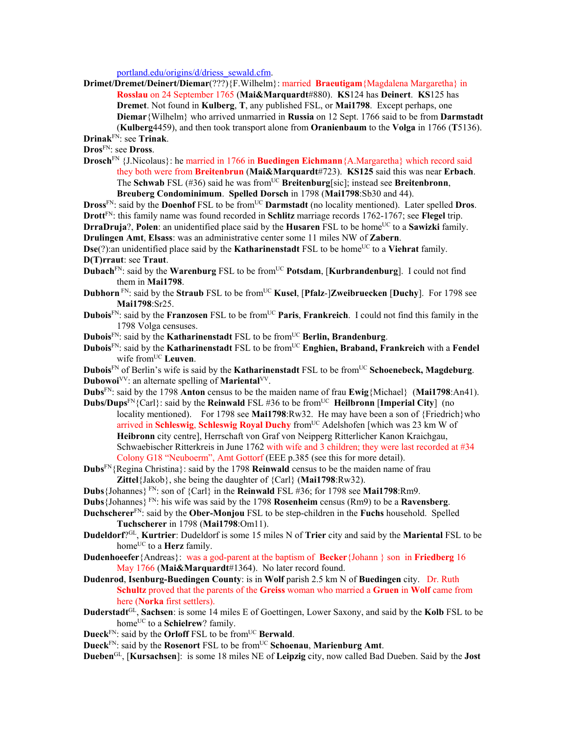portland.edu/origins/d/driess_sewald.cfm.

**Drimet/Dremet/Deinert/Diemar**(???){F.Wilhelm}: married **Braeutigam**{Magdalena Margaretha} in **Rosslau** on 24 September 1765 (**Mai&Marquardt**#880). **KS**124 has **Deinert**. **KS**125 has **Dremet**. Not found in **Kulberg**, **T**, any published FSL, or **Mai1798**. Except perhaps, one **Diemar**{Wilhelm} who arrived unmarried in **Russia** on 12 Sept. 1766 said to be from **Darmstadt** (**Kulberg**4459), and then took transport alone from **Oranienbaum** to the **Volga** in 1766 (**T**5136).

**Drinak**[FN]: see **Trinak**.

**Dros**[FN]: see **Dross**.

**Drosch**[FN] {J.Nicolaus}: he married in 1766 in **Buedingen Eichmann**{A.Margaretha} which record said they both were from **Breitenbrun** (**Mai&Marquardt**#723). **KS125** said this was near **Erbach**. The **Schwab** FSL (#36) said he was from[UC] **Breitenburg**[sic]; instead see **Breitenbronn**, **Breuberg Condominimum**. **Spelled Dorsch** in 1798 (**Mai1798**:Sb30 and 44).

**Dross**[FN]: said by the **Doenhof** FSL to be from[UC] **Darmstadt** (no locality mentioned). Later spelled **Dros**.

**Drott**[FN]: this family name was found recorded in **Schlitz** marriage records 1762-1767; see **Flegel** trip.

**DrraDruja**?, **Polen**: an unidentified place said by the **Husaren** FSL to be home[UC] to a **Sawizki** family.

**Drulingen Amt**, **Elsass**: was an administrative center some 11 miles NW of **Zabern**.

**Dse**(?):an unidentified place said by the **Katharinenstadt** FSL to be home[UC] to a **Viehrat** family.

**D(T)rraut**: see **Traut**.

**Dubach**[FN]: said by the **Warenburg** FSL to be from[UC] **Potsdam**, [**Kurbrandenburg**]. I could not find them in **Mai1798**.

**Dubhorn** [FN]: said by the **Straub** FSL to be from[UC] **Kusel**, [**Pfalz**-]**Zweibruecken** [**Duchy**]. For 1798 see **Mai1798**:Sr25.

**Dubois**[FN]: said by the **Franzosen** FSL to be from[UC] **Paris**, **Frankreich**. I could not find this family in the 1798 Volga censuses.

**Dubois**[FN]: said by the **Katharinenstadt** FSL to be from[UC] **Berlin, Brandenburg**.

**Dubois**[FN]: said by the **Katharinenstadt** FSL to be from[UC] **Enghien, Braband, Frankreich** with a **Fendel** wife from[UC] **Leuven**.

**Dubois**[FN] of Berlin's wife is said by the **Katharinenstadt** FSL to be from[UC] **Schoenebeck, Magdeburg**.

**Dubowoi**[VV]: an alternate spelling of **Mariental**[VV].

**Dubs**[FN]: said by the 1798 **Anton** census to be the maiden name of frau **Ewig**{Michael} (**Mai1798**:An41).

**Dubs/Dups**[FN]{Carl}: said by the **Reinwald** FSL #36 to be from[UC] **Heilbronn** [**Imperial City**] (no locality mentioned). For 1798 see **Mai1798**:Rw32. He may have been a son of {Friedrich}who arrived in **Schleswig**, **Schleswig Royal Duchy** from[UC] Adelshofen [which was 23 km W of **Heibronn** city centre], Herrschaft von Graf von Neipperg Ritterlicher Kanon Kraichgau, Schwaebischer Ritterkreis in June 1762 with wife and 3 children; they were last recorded at #34 Colony G18 "Neuboerm", Amt Gottorf (EEE p.385 (see this for more detail).

**Dubs**[FN]{Regina Christina}: said by the 1798 **Reinwald** census to be the maiden name of frau **Zittel**{Jakob}, she being the daughter of {Carl} (**Mai1798**:Rw32).

**Dubs**{Johannes} [FN]: son of {Carl} in the **Reinwald** FSL #36; for 1798 see **Mai1798**:Rm9.

**Dubs**{Johannes} [FN]: his wife was said by the 1798 **Rosenheim** census (Rm9) to be a **Ravensberg**.

**Duchscherer**[FN]: said by the **Ober-Monjou** FSL to be step-children in the **Fuchs** household. Spelled **Tuchscherer** in 1798 (**Mai1798**:Om11).

**Dudeldorf**?[GL], **Kurtrier**: Dudeldorf is some 15 miles N of **Trier** city and said by the **Mariental** FSL to be home[UC] to a **Herz** family.

**Dudenhoeefer**{Andreas}: was a god-parent at the baptism of **Becker**{Johann } son in **Friedberg** 16 May 1766 (**Mai&Marquardt**#1364). No later record found.

**Dudenrod**, **Isenburg-Buedingen County**: is in **Wolf** parish 2.5 km N of **Buedingen** city. Dr. Ruth **Schultz** proved that the parents of the **Greiss** woman who married a **Gruen** in **Wolf** came from here (**Norka** first settlers).

**Duderstadt**[GL], **Sachsen**: is some 14 miles E of Goettingen, Lower Saxony, and said by the **Kolb** FSL to be home[UC] to a **Schielrew**? family.

**Dueck**[FN]: said by the **Orloff** FSL to be from[UC] **Berwald**.

**Dueck**[FN]: said by the **Rosenort** FSL to be from[UC] **Schoenau**, **Marienburg Amt**.

**Dueben**[GL], [**Kursachsen**]: is some 18 miles NE of **Leipzig** city, now called Bad Dueben. Said by the **Jost**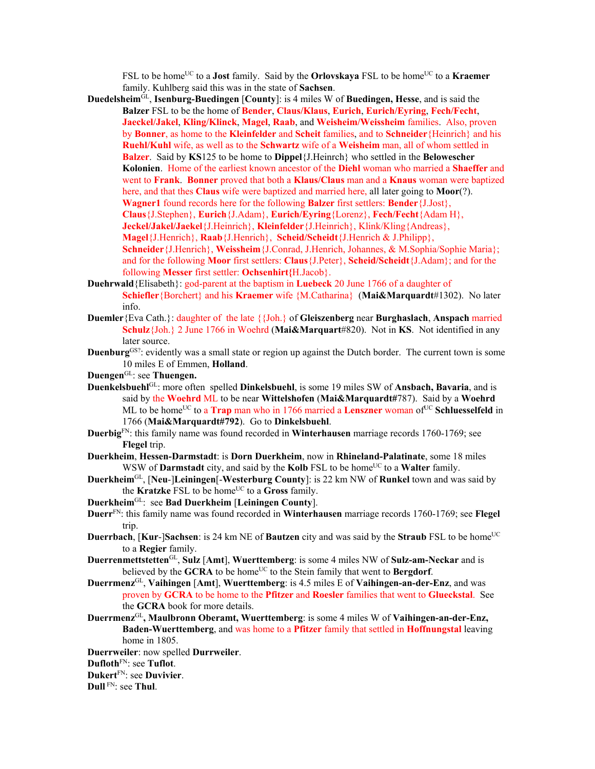FSL to be home[UC] to a **Jost** family. Said by the **Orlovskaya** FSL to be home[UC] to a **Kraemer** family. Kuhlberg said this was in the state of **Sachsen**.

**Duedelsheim**[GL], **Isenburg-Buedingen** [**County**]: is 4 miles W of **Buedingen, Hesse**, and is said the **Balzer** FSL to be the home of **Bender**, **Claus/Klaus**, **Eurich**, **Eurich/Eyring**, **Fech/Fecht**, **Jaeckel/Jakel**, **Kling/Klinck**, **Magel**, **Raab**, and **Weisheim/Weissheim** families. Also, proven by **Bonner**, as home to the **Kleinfelder** and **Scheit** families, and to **Schneider**{Heinrich} and his **Ruehl/Kuhl** wife, as well as to the **Schwartz** wife of a **Weisheim** man, all of whom settled in **Balzer**. Said by **KS**125 to be home to **Dippel**{J.Heinrch} who settled in the **Belowescher Kolonien**. Home of the earliest known ancestor of the **Diehl** woman who married a **Shaeffer** and went to **Frank**. **Bonner** proved that both a **Klaus/Claus** man and a **Knaus** woman were baptized here, and that thes **Claus** wife were baptized and married here, all later going to **Moor**(?). **Wagner1** found records here for the following **Balzer** first settlers: **Bender**{J.Jost}, **Claus**{J.Stephen}, **Eurich**{J.Adam}, **Eurich/Eyring**{Lorenz}, **Fech/Fecht**{Adam H}, **Jeckel/Jakel/Jaekel**{J.Heinrich}, **Kleinfelder**{J.Heinrich}, Klink/Kling{Andreas}, **Magel**{J.Henrich}, **Raab**{J.Henrich}, **Scheid/Scheidt**{J.Henrich & J.Philipp}, **Schneider**{J.Henrich}, **Weissheim**{J.Conrad, J.Henrich, Johannes, & M.Sophia/Sophie Maria}; and for the following **Moor** first settlers: **Claus**{J.Peter}, **Scheid/Scheidt**{J.Adam}; and for the following **Messer** first settler: **Ochsenhirt{**H.Jacob}.

**Duehrwald**{Elisabeth}: god-parent at the baptism in **Luebeck** 20 June 1766 of a daughter of **Schiefler**{Borchert} and his **Kraemer** wife {M.Catharina} (**Mai&Marquardt**#1302). No later info.

**Duemler**{Eva Cath.}: daughter of the late {{Joh.} of **Gleiszenberg** near **Burghaslach**, **Anspach** married **Schulz**{Joh.} 2 June 1766 in Woehrd (**Mai&Marquart**#820). Not in **KS**. Not identified in any later source.

**Duenburg**[GS?]: evidently was a small state or region up against the Dutch border. The current town is some 10 miles E of Emmen, **Holland**.

**Duengen**[GL]: see **Thuengen.**

**Duenkelsbuehl**[GL]: more often spelled **Dinkelsbuehl**, is some 19 miles SW of **Ansbach, Bavaria**, and is said by the **Woehrd** ML to be near **Wittelshofen** (**Mai&Marquardt**#787). Said by a **Woehrd** ML to be home[UC] to a **Trap** man who in 1766 married a **Lenszner** woman of[UC] **Schluesselfeld** in 1766 (**Mai&Marquardt#792**). Go to **Dinkelsbuehl**.

**Duerbig**[FN]: this family name was found recorded in **Winterhausen** marriage records 1760-1769; see **Flegel** trip.

**Duerkheim**, **Hessen-Darmstadt**: is **Dorn Duerkheim**, now in **Rhineland-Palatinate**, some 18 miles WSW of **Darmstadt** city, and said by the **Kolb** FSL to be home[UC] to a **Walter** family.

**Duerkheim**[GL], [**Neu**-]**Leiningen**[-**Westerburg County**]: is 22 km NW of **Runkel** town and was said by the **Kratzke** FSL to be home[UC] to a **Gross** family.

**Duerkheim**[GL]: see **Bad Duerkheim** [**Leiningen County**].

**Duerr**[FN]: this family name was found recorded in **Winterhausen** marriage records 1760-1769; see **Flegel** trip.

**Duerrbach**, [**Kur**-]**Sachsen**: is 24 km NE of **Bautzen** city and was said by the **Straub** FSL to be home[UC] to a **Regier** family.

**Duerrenmettstetten**[GL], **Sulz** [**Amt**], **Wuerttemberg**: is some 4 miles NW of **Sulz-am-Neckar** and is believed by the **GCRA** to be home[UC] to the Stein family that went to **Bergdorf**.

**Duerrmenz**[GL], **Vaihingen** [**Amt**], **Wuerttemberg**: is 4.5 miles E of **Vaihingen-an-der-Enz**, and was proven by **GCRA** to be home to the **Pfitzer** and **Roesler** families that went to **Glueckstal**. See the **GCRA** book for more details.

**Duerrmenz**[GL]**, Maulbronn Oberamt, Wuerttemberg**: is some 4 miles W of **Vaihingen-an-der-Enz, Baden-Wuerttemberg**, and was home to a **Pfitzer** family that settled in **Hoffnungstal** leaving home in 1805.

**Duerrweiler**: now spelled **Durrweiler**.

**Dufloth**[FN]: see **Tuflot**.

**Dukert**[FN]: see **Duvivier**.

**Dull** [FN]: see **Thul**.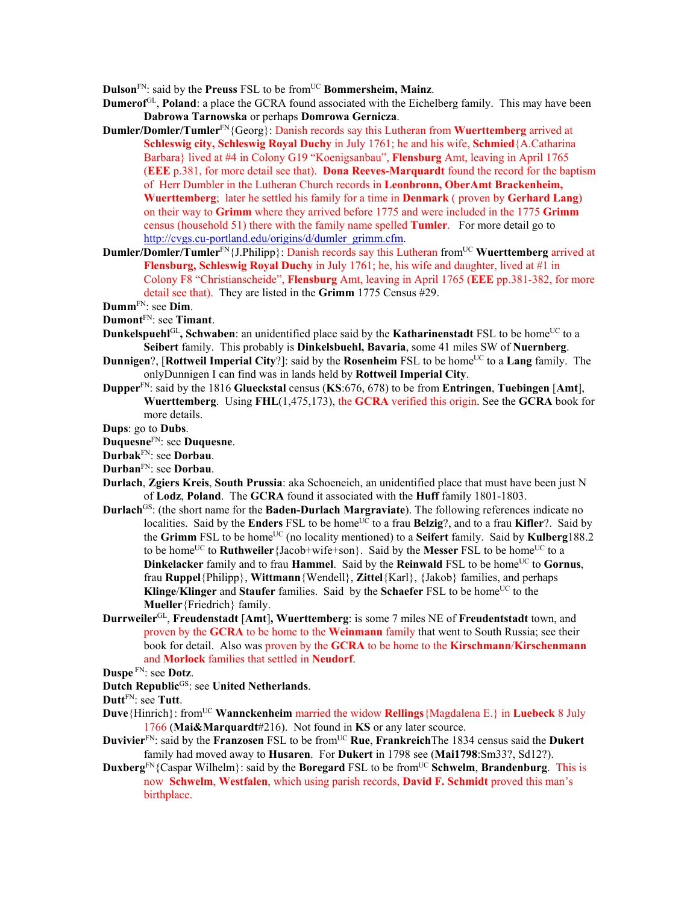**Dulson**[FN]: said by the **Preuss** FSL to be from[UC] **Bommersheim, Mainz**.

**Dumerof**[GL], **Poland**: a place the GCRA found associated with the Eichelberg family. This may have been **Dabrowa Tarnowska** or perhaps **Domrowa Gernicza**.

**Dumler/Domler/Tumler**[FN]{Georg}: Danish records say this Lutheran from **Wuerttemberg** arrived at **Schleswig city, Schleswig Royal Duchy** in July 1761; he and his wife, **Schmied**{A.Catharina Barbara} lived at #4 in Colony G19 "Koenigsanbau", **Flensburg** Amt, leaving in April 1765 (**EEE** p.381, for more detail see that). **Dona Reeves-Marquardt** found the record for the baptism of Herr Dumbler in the Lutheran Church records in **Leonbronn, OberAmt Brackenheim, Wuerttemberg**; later he settled his family for a time in **Denmark** ( proven by **Gerhard Lang**) on their way to **Grimm** where they arrived before 1775 and were included in the 1775 **Grimm** census (household 51) there with the family name spelled **Tumler**. For more detail go to http://cvgs.cu-portland.edu/origins/d/dumler_grimm.cfm.

**Dumler/Domler/Tumler**[FN]{J.Philipp}: Danish records say this Lutheran from[UC] **Wuerttemberg** arrived at **Flensburg, Schleswig Royal Duchy** in July 1761; he, his wife and daughter, lived at #1 in Colony F8 "Christianscheide", **Flensburg** Amt, leaving in April 1765 (**EEE** pp.381-382, for more detail see that). They are listed in the **Grimm** 1775 Census #29.

**Dumm**[FN]: see **Dim**.

**Dumont**[FN]: see **Timant**.

**Dunkelspuehl**[GL]**, Schwaben**: an unidentified place said by the **Katharinenstadt** FSL to be home[UC] to a **Seibert** family. This probably is **Dinkelsbuehl, Bavaria**, some 41 miles SW of **Nuernberg**.

**Dunnigen**?, [**Rottweil Imperial City**?]: said by the **Rosenheim** FSL to be home[UC] to a **Lang** family. The onlyDunnigen I can find was in lands held by **Rottweil Imperial City**.

**Dupper**[FN]: said by the 1816 **Glueckstal** census (**KS**:676, 678) to be from **Entringen**, **Tuebingen** [**Amt**], **Wuerttemberg**. Using **FHL**(1,475,173), the **GCRA** verified this origin. See the **GCRA** book for more details.

**Dups**: go to **Dubs**.

**Duquesne**[FN]: see **Duquesne**.

**Durbak**[FN]: see **Dorbau**.

**Durban**[FN]: see **Dorbau**.

**Durlach**, **Zgiers Kreis**, **South Prussia**: aka Schoeneich, an unidentified place that must have been just N of **Lodz**, **Poland**. The **GCRA** found it associated with the **Huff** family 1801-1803.

**Durlach**[GS]: (the short name for the **Baden-Durlach Margraviate**). The following references indicate no localities. Said by the **Enders** FSL to be home[UC] to a frau **Belzig**?, and to a frau **Kifler**?. Said by the **Grimm** FSL to be home[UC] (no locality mentioned) to a **Seifert** family. Said by **Kulberg**188.2 to be home[UC] to **Ruthweiler**{Jacob+wife+son}. Said by the **Messer** FSL to be home[UC] to a **Dinkelacker** family and to frau **Hammel**. Said by the **Reinwald** FSL to be home[UC] to **Gornus**, frau **Ruppel**{Philipp}, **Wittmann**{Wendell}, **Zittel**{Karl}, {Jakob} families, and perhaps **Klinge**/**Klinger** and **Staufer** families. Said by the **Schaefer** FSL to be home[UC] to the **Mueller**{Friedrich} family.

**Durrweiler**[GL], **Freudenstadt** [**Amt**]**, Wuerttemberg**: is some 7 miles NE of **Freudentstadt** town, and proven by the **GCRA** to be home to the **Weinmann** family that went to South Russia; see their book for detail. Also was proven by the **GCRA** to be home to the **Kirschmann**/**Kirschenmann** and **Morlock** families that settled in **Neudorf**.

**Duspe** [FN]: see **Dotz**.

**Dutch Republic**[GS]: see **United Netherlands**.

**Dutt**[FN]: see **Tutt**.

**Duve**{Hinrich}: from[UC] **Wannckenheim** married the widow **Rellings**{Magdalena E.} in **Luebeck** 8 July 1766 (**Mai&Marquardt**#216). Not found in **KS** or any later scource.

**Duvivier**[FN]: said by the **Franzosen** FSL to be from[UC] **Rue**, **Frankreich**The 1834 census said the **Dukert** family had moved away to **Husaren**. For **Dukert** in 1798 see (**Mai1798**:Sm33?, Sd12?).

**Duxberg**[FN]{Caspar Wilhelm}: said by the **Boregard** FSL to be from[UC] **Schwelm**, **Brandenburg**. This is now **Schwelm**, **Westfalen**, which using parish records, **David F. Schmidt** proved this man's birthplace.